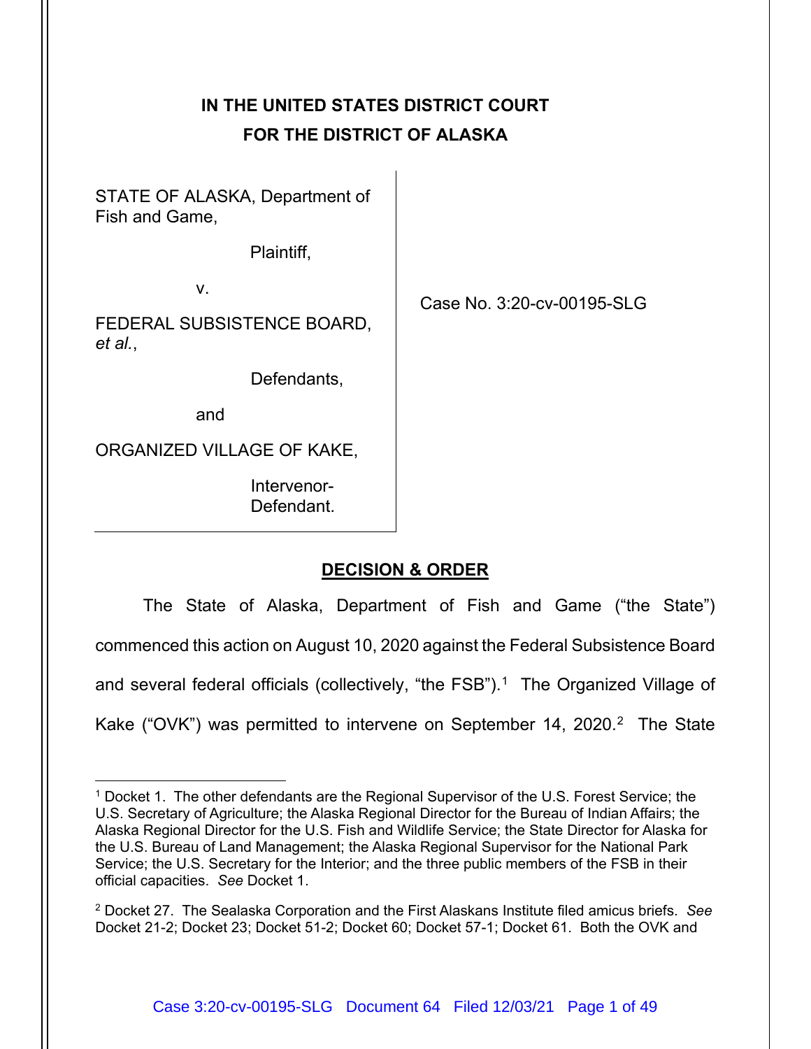**IN THE UNITED STATES DISTRICT COURT**
**FOR THE DISTRICT OF ALASKA**

| | |
|---|---|
| STATE OF ALASKA, Department of Fish and Game,<br><br>Plaintiff,<br><br>v.<br><br>FEDERAL SUBSISTENCE BOARD, *et al.*,<br><br>Defendants,<br><br>and<br><br>ORGANIZED VILLAGE OF KAKE,<br><br>Intervenor-Defendant. | Case No. 3:20-cv-00195-SLG |

## DECISION & ORDER

The State of Alaska, Department of Fish and Game ("the State") commenced this action on August 10, 2020 against the Federal Subsistence Board and several federal officials (collectively, "the FSB").[1] The Organized Village of Kake ("OVK") was permitted to intervene on September 14, 2020.[2] The State

---

[1] Docket 1. The other defendants are the Regional Supervisor of the U.S. Forest Service; the U.S. Secretary of Agriculture; the Alaska Regional Director for the Bureau of Indian Affairs; the Alaska Regional Director for the U.S. Fish and Wildlife Service; the State Director for Alaska for the U.S. Bureau of Land Management; the Alaska Regional Supervisor for the National Park Service; the U.S. Secretary for the Interior; and the three public members of the FSB in their official capacities. *See* Docket 1.

[2] Docket 27. The Sealaska Corporation and the First Alaskans Institute filed amicus briefs. *See* Docket 21-2; Docket 23; Docket 51-2; Docket 60; Docket 57-1; Docket 61. Both the OVK and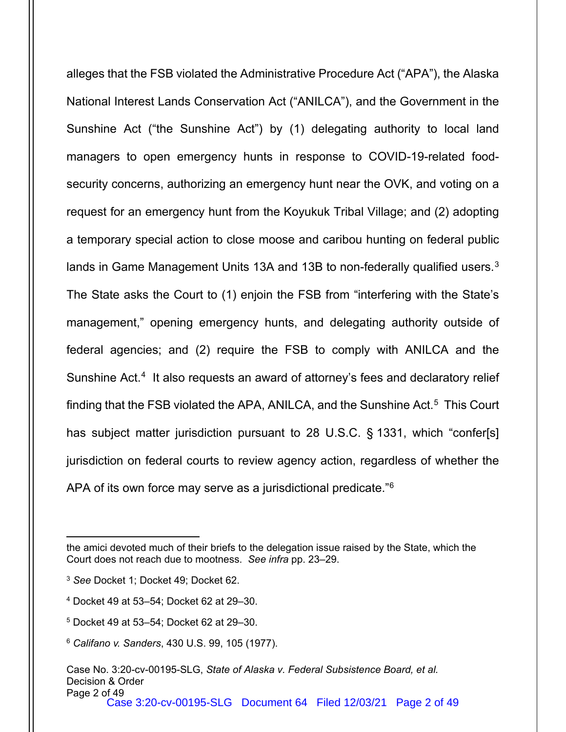alleges that the FSB violated the Administrative Procedure Act ("APA"), the Alaska National Interest Lands Conservation Act ("ANILCA"), and the Government in the Sunshine Act ("the Sunshine Act") by (1) delegating authority to local land managers to open emergency hunts in response to COVID-19-related food-security concerns, authorizing an emergency hunt near the OVK, and voting on a request for an emergency hunt from the Koyukuk Tribal Village; and (2) adopting a temporary special action to close moose and caribou hunting on federal public lands in Game Management Units 13A and 13B to non-federally qualified users.[3] The State asks the Court to (1) enjoin the FSB from "interfering with the State's management," opening emergency hunts, and delegating authority outside of federal agencies; and (2) require the FSB to comply with ANILCA and the Sunshine Act.[4] It also requests an award of attorney's fees and declaratory relief finding that the FSB violated the APA, ANILCA, and the Sunshine Act.[5] This Court has subject matter jurisdiction pursuant to 28 U.S.C. § 1331, which "confer[s] jurisdiction on federal courts to review agency action, regardless of whether the APA of its own force may serve as a jurisdictional predicate."[6]

---

the amici devoted much of their briefs to the delegation issue raised by the State, which the Court does not reach due to mootness. *See infra* pp. 23–29.

[3] *See* Docket 1; Docket 49; Docket 62.

[4] Docket 49 at 53–54; Docket 62 at 29–30.

[5] Docket 49 at 53–54; Docket 62 at 29–30.

[6] *Califano v. Sanders*, 430 U.S. 99, 105 (1977).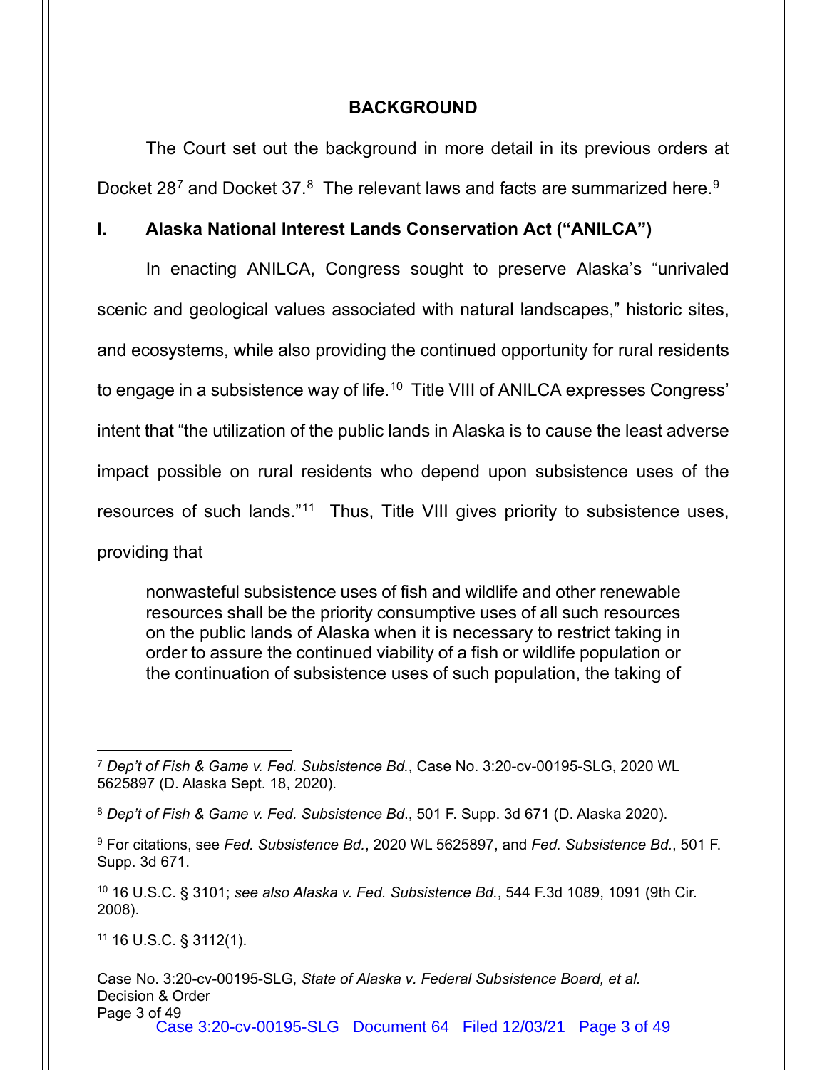## BACKGROUND

The Court set out the background in more detail in its previous orders at Docket 28[7] and Docket 37.[8] The relevant laws and facts are summarized here.[9]

### I. Alaska National Interest Lands Conservation Act ("ANILCA")

In enacting ANILCA, Congress sought to preserve Alaska's "unrivaled scenic and geological values associated with natural landscapes," historic sites, and ecosystems, while also providing the continued opportunity for rural residents to engage in a subsistence way of life.[10] Title VIII of ANILCA expresses Congress' intent that "the utilization of the public lands in Alaska is to cause the least adverse impact possible on rural residents who depend upon subsistence uses of the resources of such lands."[11] Thus, Title VIII gives priority to subsistence uses, providing that

> nonwasteful subsistence uses of fish and wildlife and other renewable resources shall be the priority consumptive uses of all such resources on the public lands of Alaska when it is necessary to restrict taking in order to assure the continued viability of a fish or wildlife population or the continuation of subsistence uses of such population, the taking of

---

[7] *Dep't of Fish & Game v. Fed. Subsistence Bd.*, Case No. 3:20-cv-00195-SLG, 2020 WL 5625897 (D. Alaska Sept. 18, 2020).

[8] *Dep't of Fish & Game v. Fed. Subsistence Bd*., 501 F. Supp. 3d 671 (D. Alaska 2020).

[9] For citations, see *Fed. Subsistence Bd.*, 2020 WL 5625897, and *Fed. Subsistence Bd.*, 501 F. Supp. 3d 671.

[10] 16 U.S.C. § 3101; *see also Alaska v. Fed. Subsistence Bd.*, 544 F.3d 1089, 1091 (9th Cir. 2008).

[11] 16 U.S.C. § 3112(1).

Case No. 3:20-cv-00195-SLG, *State of Alaska v. Federal Subsistence Board, et al.*
Decision & Order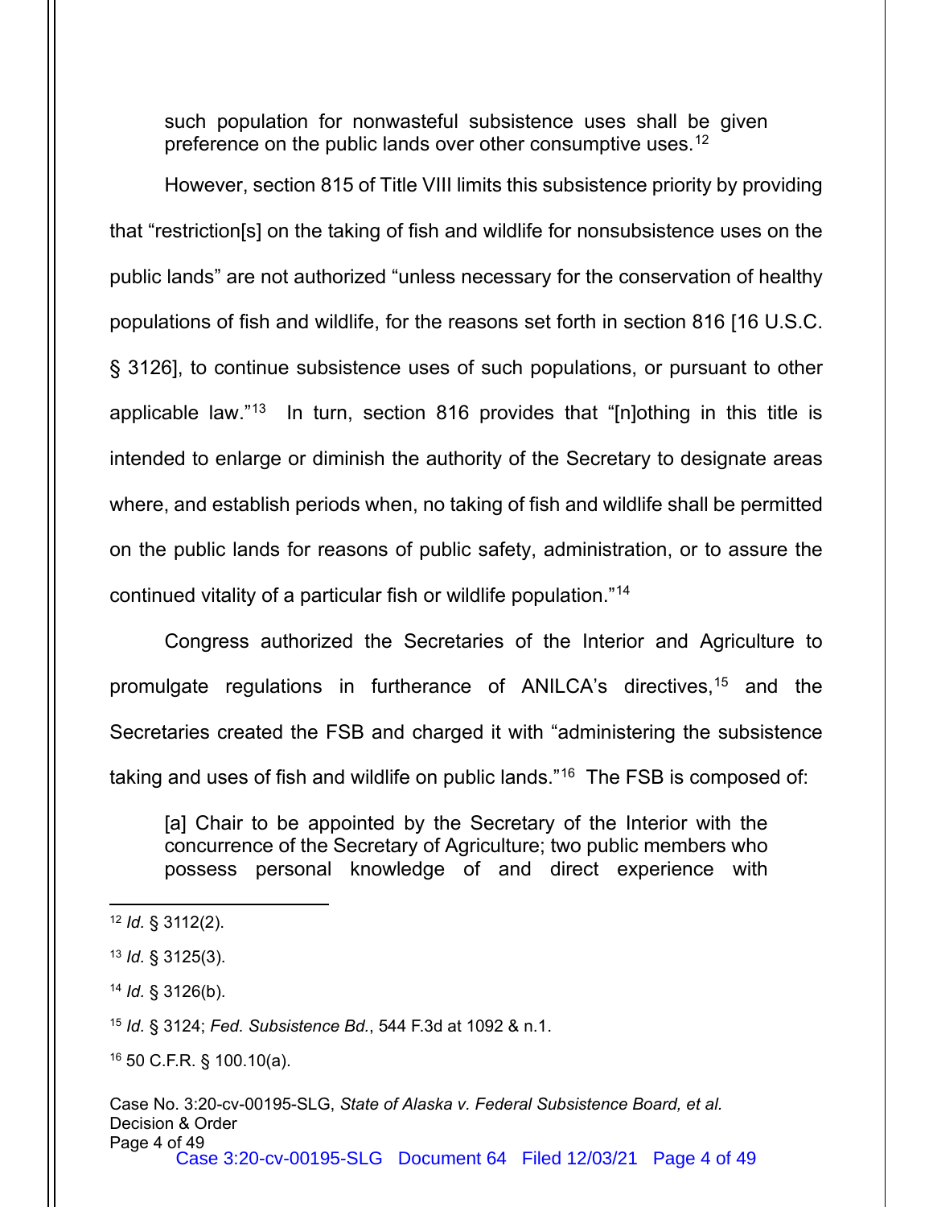> such population for nonwasteful subsistence uses shall be given preference on the public lands over other consumptive uses.[12]

However, section 815 of Title VIII limits this subsistence priority by providing that "restriction[s] on the taking of fish and wildlife for nonsubsistence uses on the public lands" are not authorized "unless necessary for the conservation of healthy populations of fish and wildlife, for the reasons set forth in section 816 [16 U.S.C. § 3126], to continue subsistence uses of such populations, or pursuant to other applicable law."[13] In turn, section 816 provides that "[n]othing in this title is intended to enlarge or diminish the authority of the Secretary to designate areas where, and establish periods when, no taking of fish and wildlife shall be permitted on the public lands for reasons of public safety, administration, or to assure the continued vitality of a particular fish or wildlife population."[14]

Congress authorized the Secretaries of the Interior and Agriculture to promulgate regulations in furtherance of ANILCA's directives,[15] and the Secretaries created the FSB and charged it with "administering the subsistence taking and uses of fish and wildlife on public lands."[16] The FSB is composed of:

> [a] Chair to be appointed by the Secretary of the Interior with the concurrence of the Secretary of Agriculture; two public members who possess personal knowledge of and direct experience with

---

[12] *Id.* § 3112(2).

[13] *Id.* § 3125(3).

[14] *Id.* § 3126(b).

[15] *Id.* § 3124; *Fed. Subsistence Bd.*, 544 F.3d at 1092 & n.1.

[16] 50 C.F.R. § 100.10(a).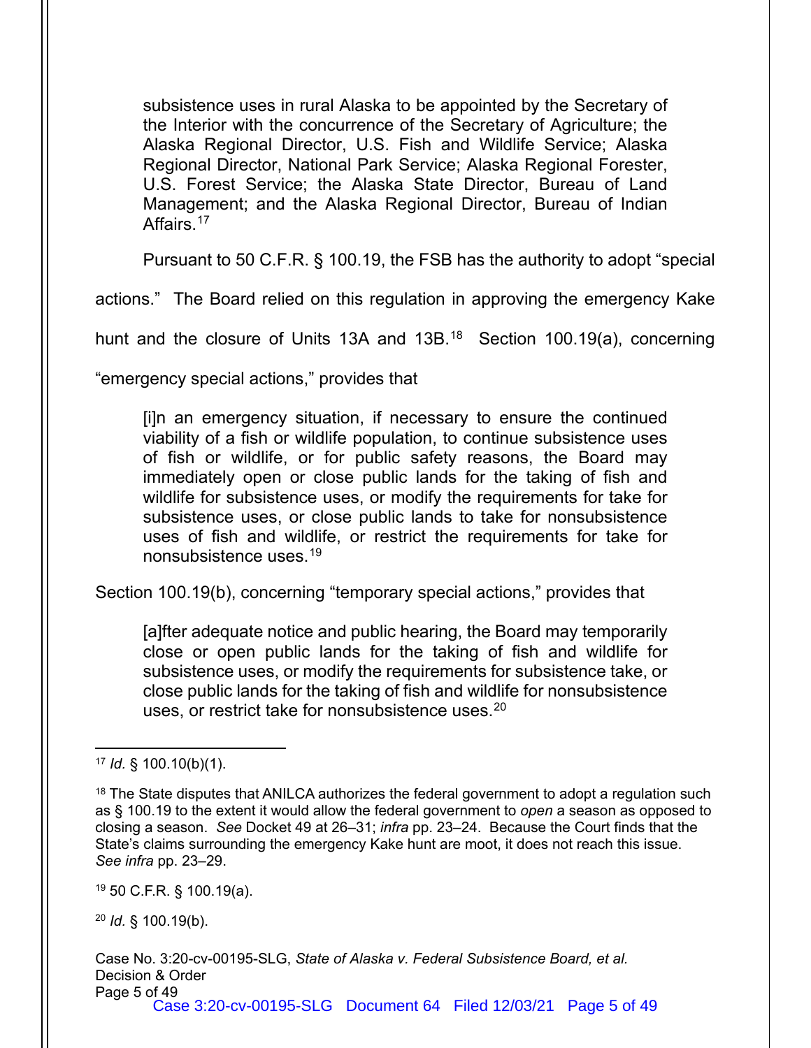> subsistence uses in rural Alaska to be appointed by the Secretary of the Interior with the concurrence of the Secretary of Agriculture; the Alaska Regional Director, U.S. Fish and Wildlife Service; Alaska Regional Director, National Park Service; Alaska Regional Forester, U.S. Forest Service; the Alaska State Director, Bureau of Land Management; and the Alaska Regional Director, Bureau of Indian Affairs.[17]

Pursuant to 50 C.F.R. § 100.19, the FSB has the authority to adopt "special actions." The Board relied on this regulation in approving the emergency Kake hunt and the closure of Units 13A and 13B.[18] Section 100.19(a), concerning "emergency special actions," provides that

> [i]n an emergency situation, if necessary to ensure the continued viability of a fish or wildlife population, to continue subsistence uses of fish or wildlife, or for public safety reasons, the Board may immediately open or close public lands for the taking of fish and wildlife for subsistence uses, or modify the requirements for take for subsistence uses, or close public lands to take for nonsubsistence uses of fish and wildlife, or restrict the requirements for take for nonsubsistence uses.[19]

Section 100.19(b), concerning "temporary special actions," provides that

> [a]fter adequate notice and public hearing, the Board may temporarily close or open public lands for the taking of fish and wildlife for subsistence uses, or modify the requirements for subsistence take, or close public lands for the taking of fish and wildlife for nonsubsistence uses, or restrict take for nonsubsistence uses.[20]

---

[17] *Id.* § 100.10(b)(1).

[18] The State disputes that ANILCA authorizes the federal government to adopt a regulation such as § 100.19 to the extent it would allow the federal government to *open* a season as opposed to closing a season. *See* Docket 49 at 26–31; *infra* pp. 23–24. Because the Court finds that the State's claims surrounding the emergency Kake hunt are moot, it does not reach this issue. *See infra* pp. 23–29.

[19] 50 C.F.R. § 100.19(a).

[20] *Id.* § 100.19(b).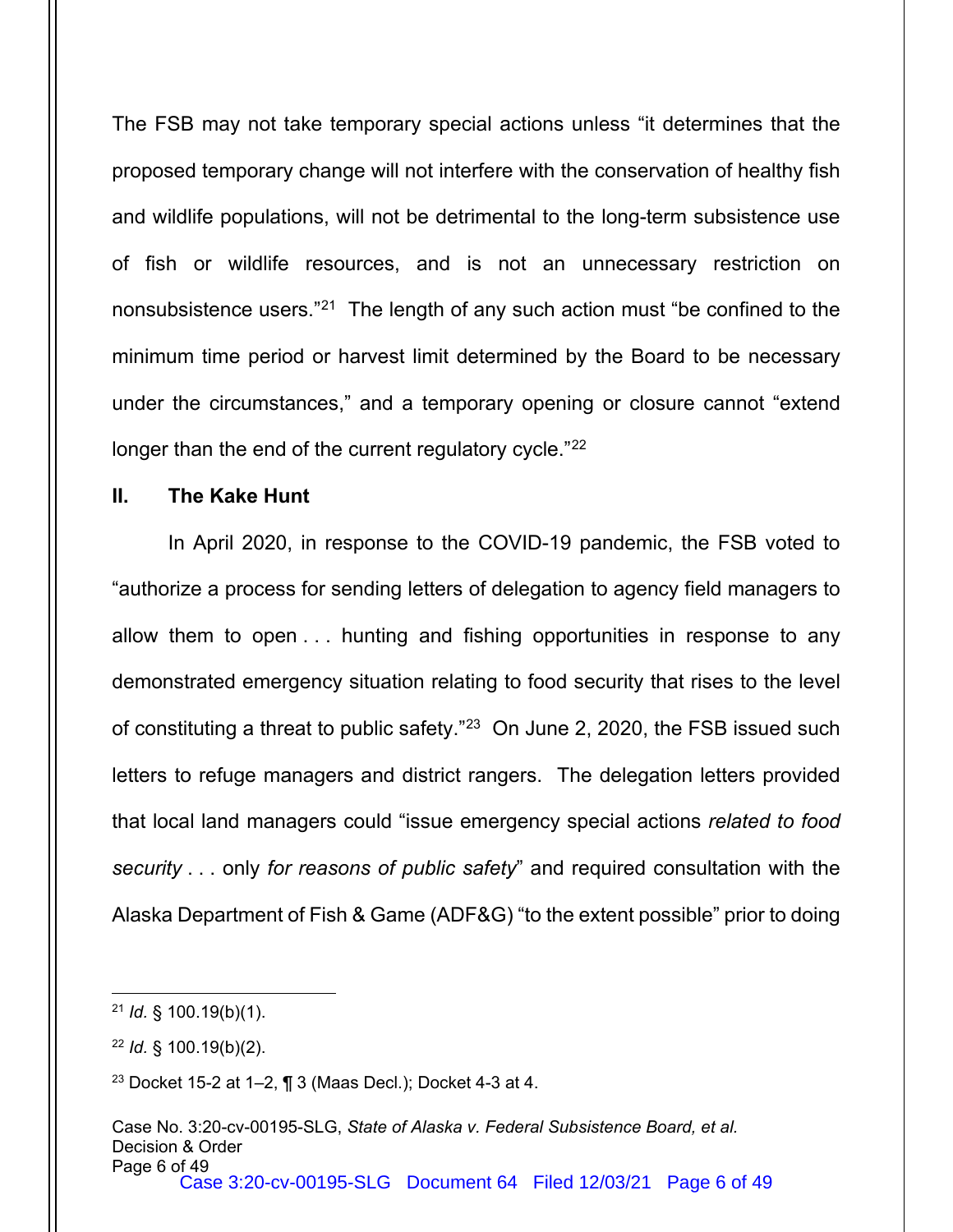The FSB may not take temporary special actions unless "it determines that the proposed temporary change will not interfere with the conservation of healthy fish and wildlife populations, will not be detrimental to the long-term subsistence use of fish or wildlife resources, and is not an unnecessary restriction on nonsubsistence users."[21] The length of any such action must "be confined to the minimum time period or harvest limit determined by the Board to be necessary under the circumstances," and a temporary opening or closure cannot "extend longer than the end of the current regulatory cycle."[22]

## II. The Kake Hunt

In April 2020, in response to the COVID-19 pandemic, the FSB voted to "authorize a process for sending letters of delegation to agency field managers to allow them to open . . . hunting and fishing opportunities in response to any demonstrated emergency situation relating to food security that rises to the level of constituting a threat to public safety."[23] On June 2, 2020, the FSB issued such letters to refuge managers and district rangers. The delegation letters provided that local land managers could "issue emergency special actions *related to food security* . . . only *for reasons of public safety*" and required consultation with the Alaska Department of Fish & Game (ADF&G) "to the extent possible" prior to doing

---

[21] *Id.* § 100.19(b)(1).

[22] *Id.* § 100.19(b)(2).

[23] Docket 15-2 at 1–2, ¶ 3 (Maas Decl.); Docket 4-3 at 4.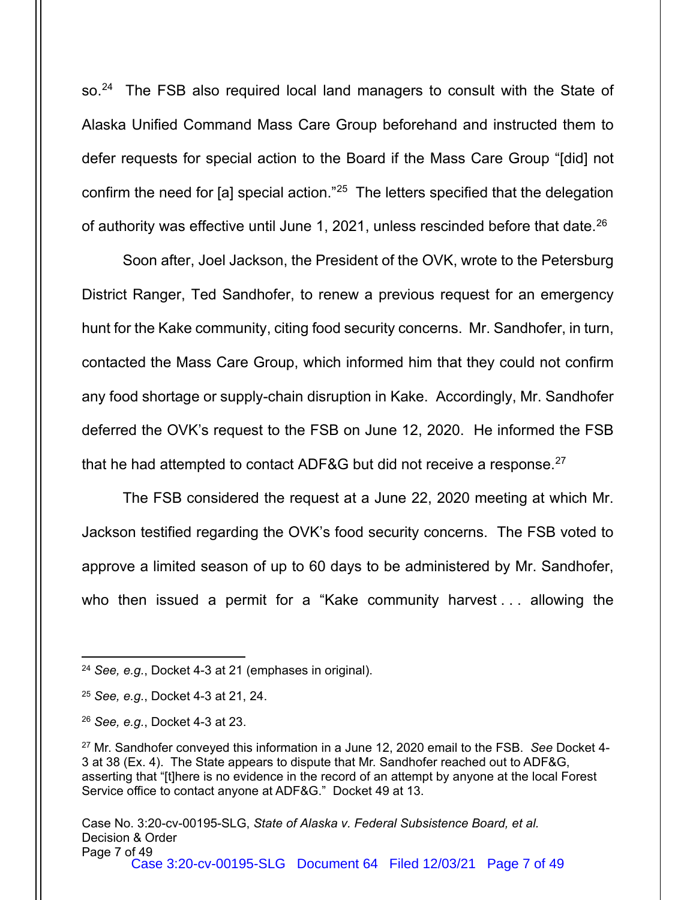so.[24] The FSB also required local land managers to consult with the State of Alaska Unified Command Mass Care Group beforehand and instructed them to defer requests for special action to the Board if the Mass Care Group "[did] not confirm the need for [a] special action."[25] The letters specified that the delegation of authority was effective until June 1, 2021, unless rescinded before that date.[26]

Soon after, Joel Jackson, the President of the OVK, wrote to the Petersburg District Ranger, Ted Sandhofer, to renew a previous request for an emergency hunt for the Kake community, citing food security concerns. Mr. Sandhofer, in turn, contacted the Mass Care Group, which informed him that they could not confirm any food shortage or supply-chain disruption in Kake. Accordingly, Mr. Sandhofer deferred the OVK's request to the FSB on June 12, 2020. He informed the FSB that he had attempted to contact ADF&G but did not receive a response.[27]

The FSB considered the request at a June 22, 2020 meeting at which Mr. Jackson testified regarding the OVK's food security concerns. The FSB voted to approve a limited season of up to 60 days to be administered by Mr. Sandhofer, who then issued a permit for a "Kake community harvest . . . allowing the

---

[24] *See, e.g.*, Docket 4-3 at 21 (emphases in original).

[25] *See, e.g.*, Docket 4-3 at 21, 24.

[26] *See, e.g.*, Docket 4-3 at 23.

[27] Mr. Sandhofer conveyed this information in a June 12, 2020 email to the FSB. *See* Docket 4-3 at 38 (Ex. 4). The State appears to dispute that Mr. Sandhofer reached out to ADF&G, asserting that "[t]here is no evidence in the record of an attempt by anyone at the local Forest Service office to contact anyone at ADF&G." Docket 49 at 13.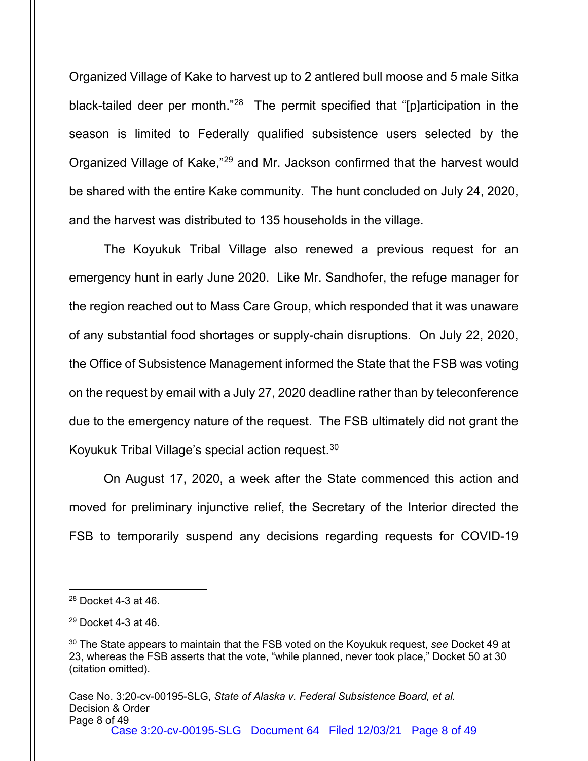Organized Village of Kake to harvest up to 2 antlered bull moose and 5 male Sitka black-tailed deer per month."[28] The permit specified that "[p]articipation in the season is limited to Federally qualified subsistence users selected by the Organized Village of Kake,"[29] and Mr. Jackson confirmed that the harvest would be shared with the entire Kake community. The hunt concluded on July 24, 2020, and the harvest was distributed to 135 households in the village.

The Koyukuk Tribal Village also renewed a previous request for an emergency hunt in early June 2020. Like Mr. Sandhofer, the refuge manager for the region reached out to Mass Care Group, which responded that it was unaware of any substantial food shortages or supply-chain disruptions. On July 22, 2020, the Office of Subsistence Management informed the State that the FSB was voting on the request by email with a July 27, 2020 deadline rather than by teleconference due to the emergency nature of the request. The FSB ultimately did not grant the Koyukuk Tribal Village's special action request.[30]

On August 17, 2020, a week after the State commenced this action and moved for preliminary injunctive relief, the Secretary of the Interior directed the FSB to temporarily suspend any decisions regarding requests for COVID-19

---

[28] Docket 4-3 at 46.

[29] Docket 4-3 at 46.

[30] The State appears to maintain that the FSB voted on the Koyukuk request, *see* Docket 49 at 23, whereas the FSB asserts that the vote, "while planned, never took place," Docket 50 at 30 (citation omitted).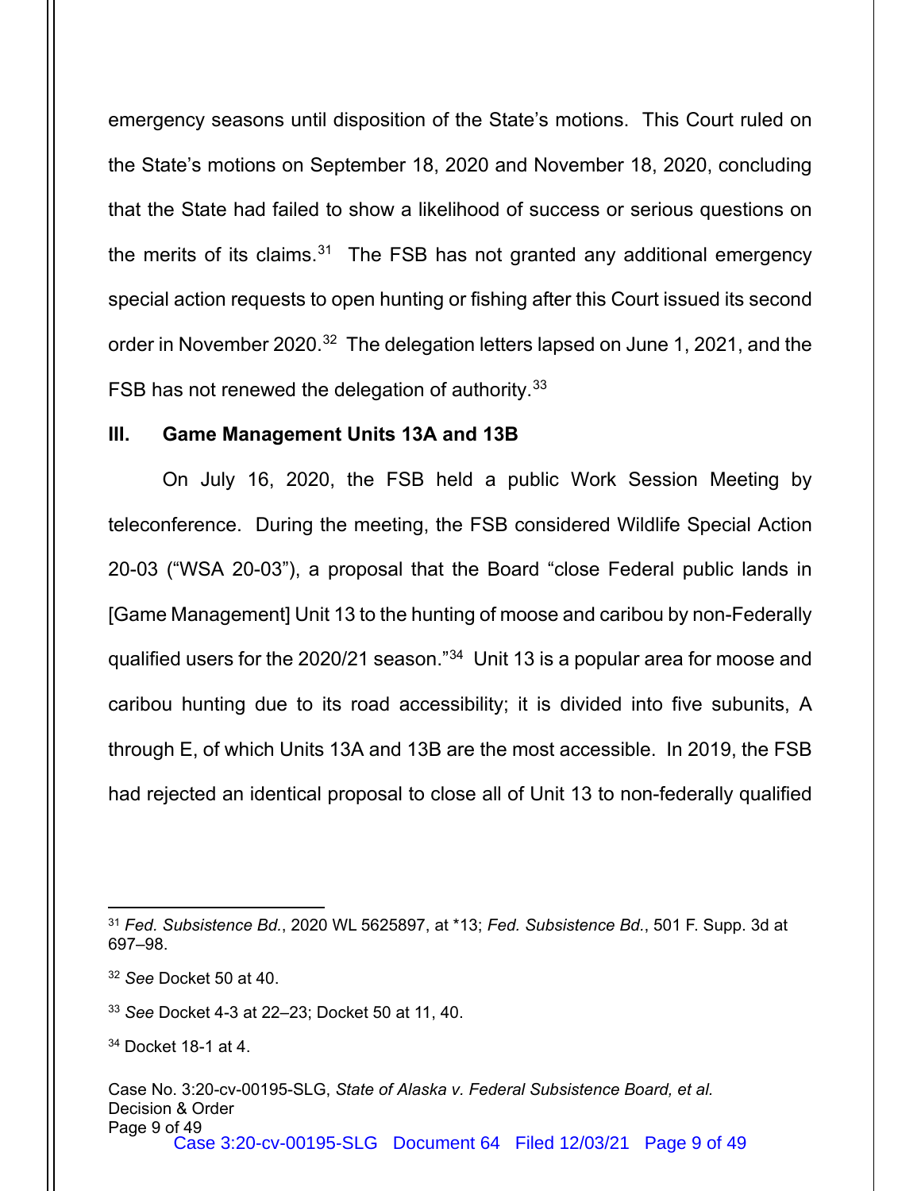emergency seasons until disposition of the State's motions. This Court ruled on the State's motions on September 18, 2020 and November 18, 2020, concluding that the State had failed to show a likelihood of success or serious questions on the merits of its claims.[31] The FSB has not granted any additional emergency special action requests to open hunting or fishing after this Court issued its second order in November 2020.[32] The delegation letters lapsed on June 1, 2021, and the FSB has not renewed the delegation of authority.[33]

### III. Game Management Units 13A and 13B

On July 16, 2020, the FSB held a public Work Session Meeting by teleconference. During the meeting, the FSB considered Wildlife Special Action 20-03 ("WSA 20-03"), a proposal that the Board "close Federal public lands in [Game Management] Unit 13 to the hunting of moose and caribou by non-Federally qualified users for the 2020/21 season."[34] Unit 13 is a popular area for moose and caribou hunting due to its road accessibility; it is divided into five subunits, A through E, of which Units 13A and 13B are the most accessible. In 2019, the FSB had rejected an identical proposal to close all of Unit 13 to non-federally qualified

---

[31] *Fed. Subsistence Bd.*, 2020 WL 5625897, at *13; *Fed. Subsistence Bd.*, 501 F. Supp. 3d at 697–98.

[32] *See* Docket 50 at 40.

[33] *See* Docket 4-3 at 22–23; Docket 50 at 11, 40.

[34] Docket 18-1 at 4.

Case No. 3:20-cv-00195-SLG, *State of Alaska v. Federal Subsistence Board, et al.*
Decision & Order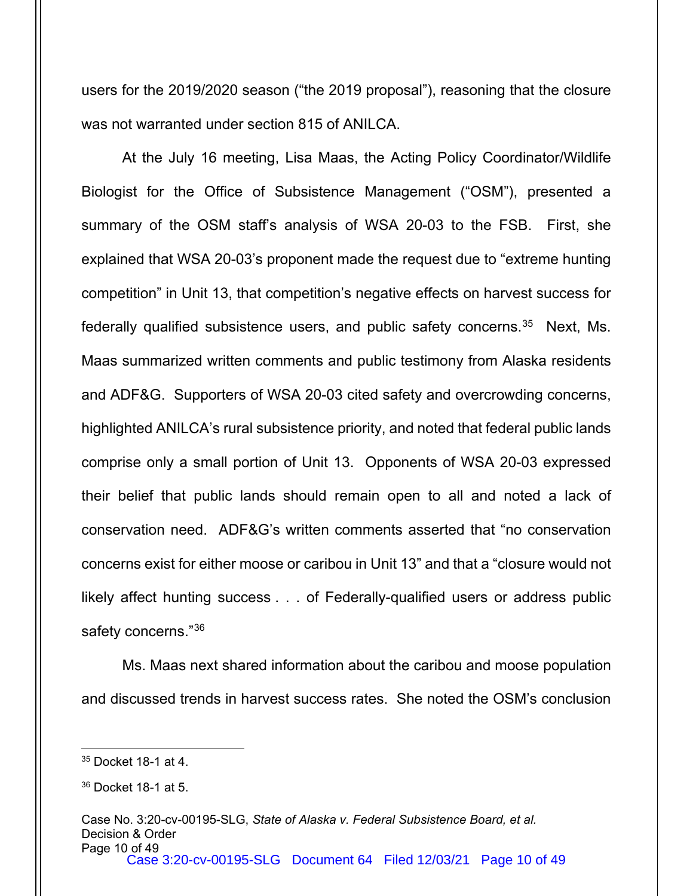users for the 2019/2020 season ("the 2019 proposal"), reasoning that the closure was not warranted under section 815 of ANILCA.

At the July 16 meeting, Lisa Maas, the Acting Policy Coordinator/Wildlife Biologist for the Office of Subsistence Management ("OSM"), presented a summary of the OSM staff's analysis of WSA 20-03 to the FSB. First, she explained that WSA 20-03's proponent made the request due to "extreme hunting competition" in Unit 13, that competition's negative effects on harvest success for federally qualified subsistence users, and public safety concerns.[35] Next, Ms. Maas summarized written comments and public testimony from Alaska residents and ADF&G. Supporters of WSA 20-03 cited safety and overcrowding concerns, highlighted ANILCA's rural subsistence priority, and noted that federal public lands comprise only a small portion of Unit 13. Opponents of WSA 20-03 expressed their belief that public lands should remain open to all and noted a lack of conservation need. ADF&G's written comments asserted that "no conservation concerns exist for either moose or caribou in Unit 13" and that a "closure would not likely affect hunting success . . . of Federally-qualified users or address public safety concerns."[36]

Ms. Maas next shared information about the caribou and moose population and discussed trends in harvest success rates. She noted the OSM's conclusion

---

[35] Docket 18-1 at 4.

[36] Docket 18-1 at 5.

Case No. 3:20-cv-00195-SLG, *State of Alaska v. Federal Subsistence Board, et al.*
Decision & Order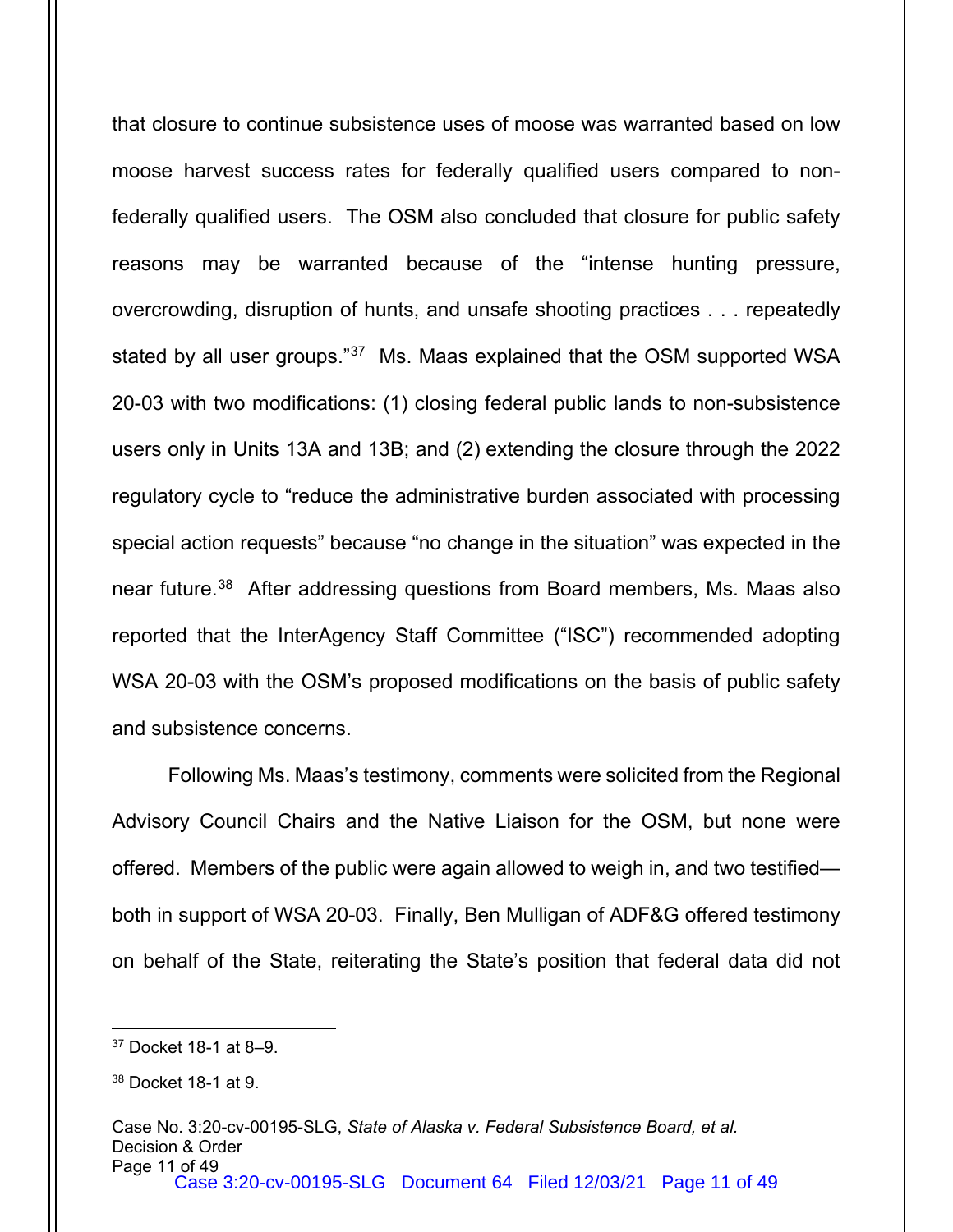that closure to continue subsistence uses of moose was warranted based on low moose harvest success rates for federally qualified users compared to non-federally qualified users. The OSM also concluded that closure for public safety reasons may be warranted because of the "intense hunting pressure, overcrowding, disruption of hunts, and unsafe shooting practices . . . repeatedly stated by all user groups."[37] Ms. Maas explained that the OSM supported WSA 20-03 with two modifications: (1) closing federal public lands to non-subsistence users only in Units 13A and 13B; and (2) extending the closure through the 2022 regulatory cycle to "reduce the administrative burden associated with processing special action requests" because "no change in the situation" was expected in the near future.[38] After addressing questions from Board members, Ms. Maas also reported that the InterAgency Staff Committee ("ISC") recommended adopting WSA 20-03 with the OSM's proposed modifications on the basis of public safety and subsistence concerns.

Following Ms. Maas's testimony, comments were solicited from the Regional Advisory Council Chairs and the Native Liaison for the OSM, but none were offered. Members of the public were again allowed to weigh in, and two testified—both in support of WSA 20-03. Finally, Ben Mulligan of ADF&G offered testimony on behalf of the State, reiterating the State's position that federal data did not

---

[37] Docket 18-1 at 8–9.

[38] Docket 18-1 at 9.

Case No. 3:20-cv-00195-SLG, *State of Alaska v. Federal Subsistence Board, et al.*
Decision & Order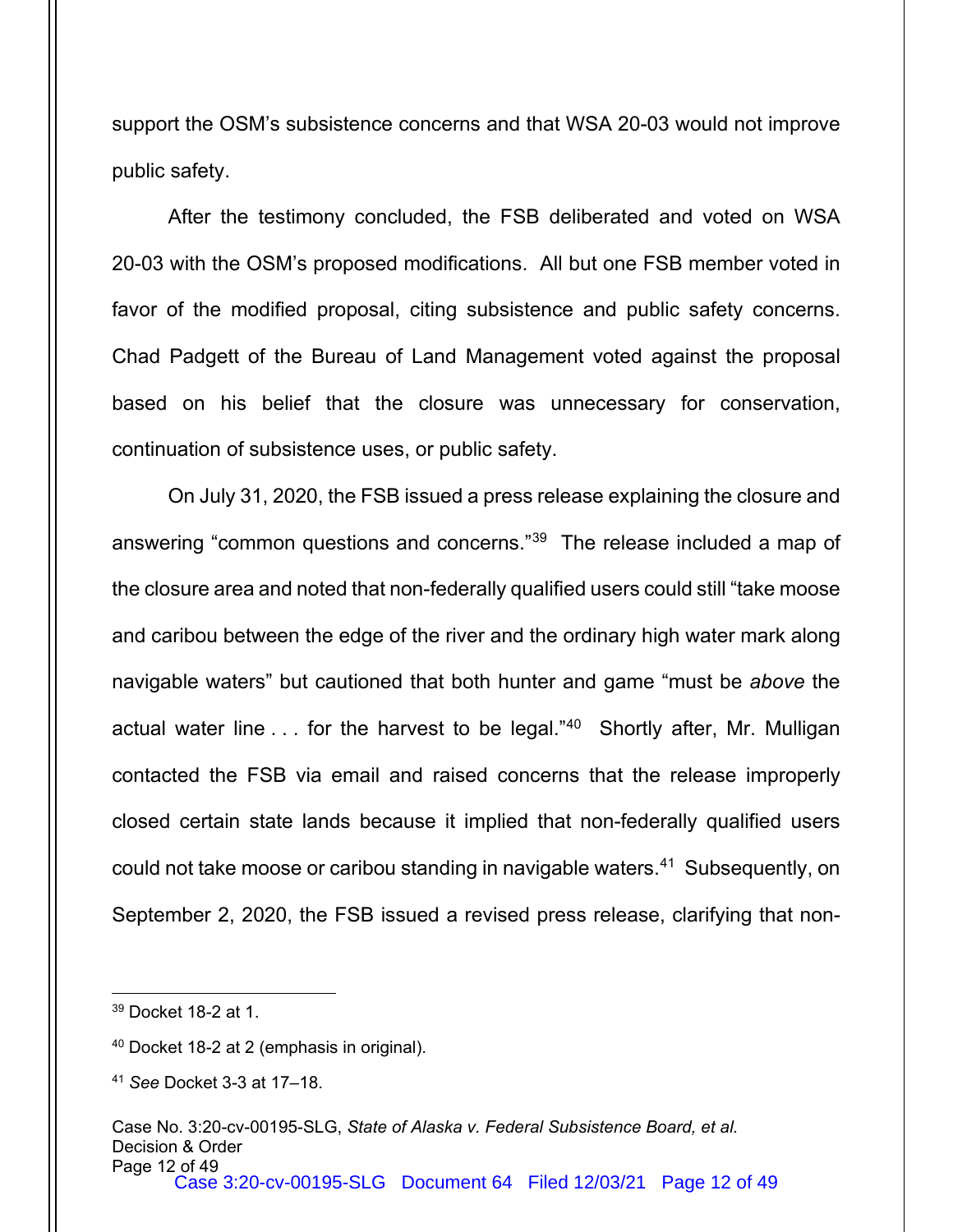support the OSM's subsistence concerns and that WSA 20-03 would not improve public safety.

After the testimony concluded, the FSB deliberated and voted on WSA 20-03 with the OSM's proposed modifications. All but one FSB member voted in favor of the modified proposal, citing subsistence and public safety concerns. Chad Padgett of the Bureau of Land Management voted against the proposal based on his belief that the closure was unnecessary for conservation, continuation of subsistence uses, or public safety.

On July 31, 2020, the FSB issued a press release explaining the closure and answering "common questions and concerns."[39] The release included a map of the closure area and noted that non-federally qualified users could still "take moose and caribou between the edge of the river and the ordinary high water mark along navigable waters" but cautioned that both hunter and game "must be *above* the actual water line . . . for the harvest to be legal."[40] Shortly after, Mr. Mulligan contacted the FSB via email and raised concerns that the release improperly closed certain state lands because it implied that non-federally qualified users could not take moose or caribou standing in navigable waters.[41] Subsequently, on September 2, 2020, the FSB issued a revised press release, clarifying that non-

---

[39] Docket 18-2 at 1.

[40] Docket 18-2 at 2 (emphasis in original).

[41] *See* Docket 3-3 at 17–18.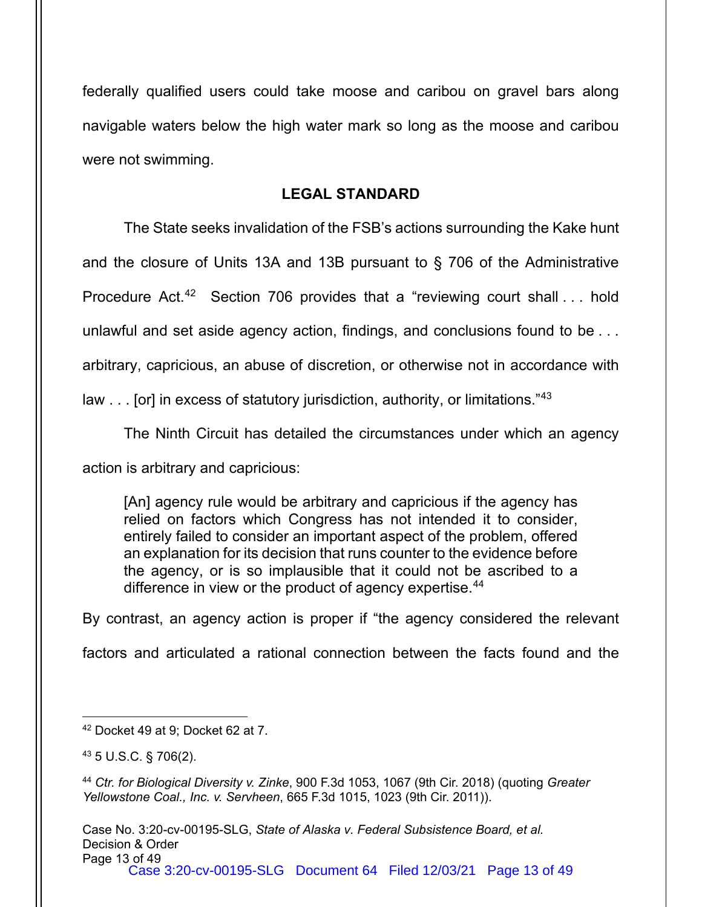federally qualified users could take moose and caribou on gravel bars along navigable waters below the high water mark so long as the moose and caribou were not swimming.

## LEGAL STANDARD

The State seeks invalidation of the FSB's actions surrounding the Kake hunt and the closure of Units 13A and 13B pursuant to § 706 of the Administrative Procedure Act.[42] Section 706 provides that a "reviewing court shall . . . hold unlawful and set aside agency action, findings, and conclusions found to be . . . arbitrary, capricious, an abuse of discretion, or otherwise not in accordance with law . . . [or] in excess of statutory jurisdiction, authority, or limitations."[43]

The Ninth Circuit has detailed the circumstances under which an agency action is arbitrary and capricious:

> [An] agency rule would be arbitrary and capricious if the agency has relied on factors which Congress has not intended it to consider, entirely failed to consider an important aspect of the problem, offered an explanation for its decision that runs counter to the evidence before the agency, or is so implausible that it could not be ascribed to a difference in view or the product of agency expertise.[44]

By contrast, an agency action is proper if "the agency considered the relevant factors and articulated a rational connection between the facts found and the

---

[42] Docket 49 at 9; Docket 62 at 7.

[43] 5 U.S.C. § 706(2).

[44] *Ctr. for Biological Diversity v. Zinke*, 900 F.3d 1053, 1067 (9th Cir. 2018) (quoting *Greater Yellowstone Coal., Inc. v. Servheen*, 665 F.3d 1015, 1023 (9th Cir. 2011)).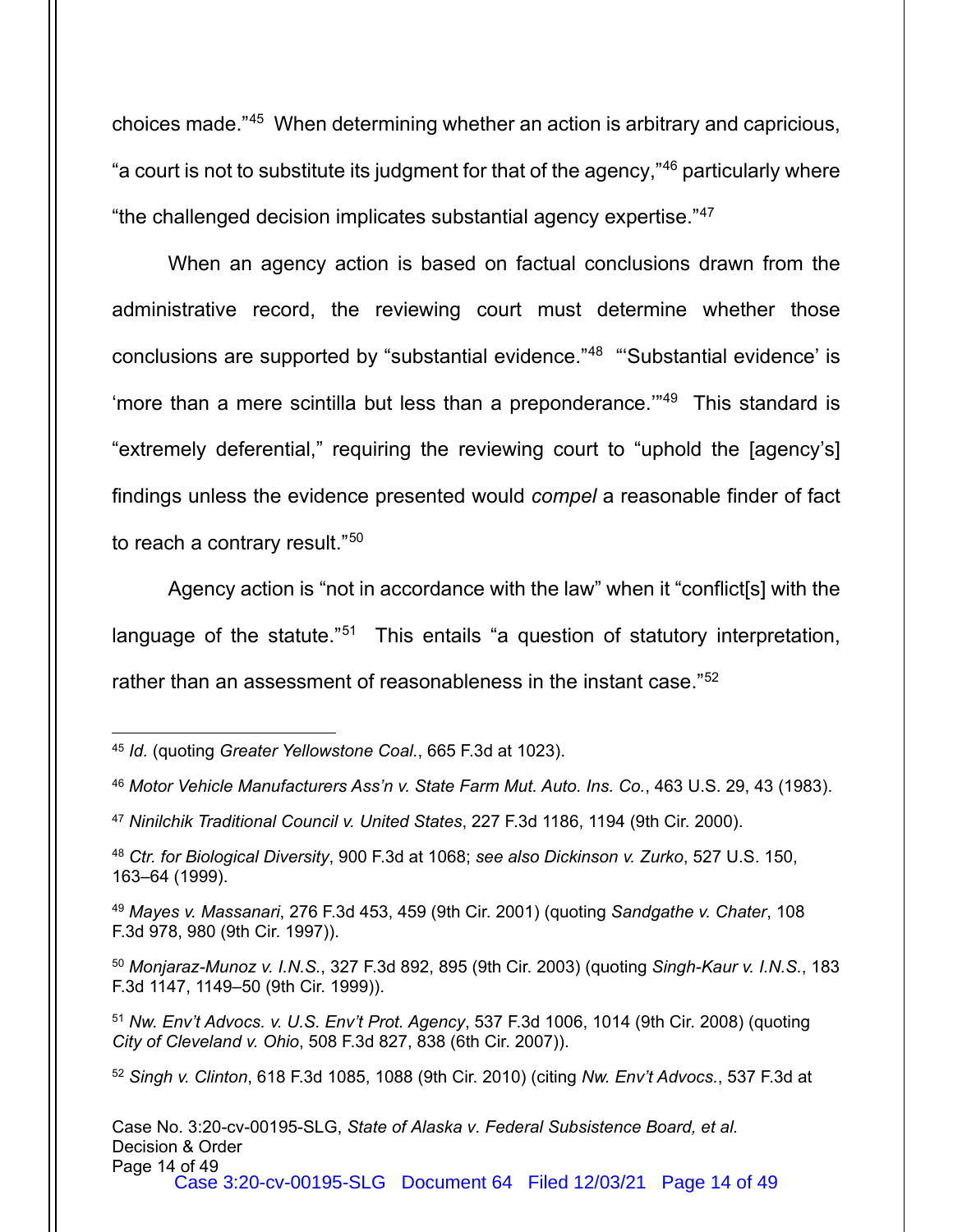choices made."[45] When determining whether an action is arbitrary and capricious, "a court is not to substitute its judgment for that of the agency,"[46] particularly where "the challenged decision implicates substantial agency expertise."[47]

When an agency action is based on factual conclusions drawn from the administrative record, the reviewing court must determine whether those conclusions are supported by "substantial evidence."[48] "'Substantial evidence' is 'more than a mere scintilla but less than a preponderance.'"[49] This standard is "extremely deferential," requiring the reviewing court to "uphold the [agency's] findings unless the evidence presented would *compel* a reasonable finder of fact to reach a contrary result."[50]

Agency action is "not in accordance with the law" when it "conflict[s] with the language of the statute."[51] This entails "a question of statutory interpretation, rather than an assessment of reasonableness in the instant case."[52]

---

[45] *Id.* (quoting *Greater Yellowstone Coal.*, 665 F.3d at 1023).

[46] *Motor Vehicle Manufacturers Ass'n v. State Farm Mut. Auto. Ins. Co.*, 463 U.S. 29, 43 (1983).

[47] *Ninilchik Traditional Council v. United States*, 227 F.3d 1186, 1194 (9th Cir. 2000).

[48] *Ctr. for Biological Diversity*, 900 F.3d at 1068; *see also Dickinson v. Zurko*, 527 U.S. 150, 163–64 (1999).

[49] *Mayes v. Massanari*, 276 F.3d 453, 459 (9th Cir. 2001) (quoting *Sandgathe v. Chater*, 108 F.3d 978, 980 (9th Cir. 1997)).

[50] *Monjaraz-Munoz v. I.N.S.*, 327 F.3d 892, 895 (9th Cir. 2003) (quoting *Singh-Kaur v. I.N.S.*, 183 F.3d 1147, 1149–50 (9th Cir. 1999)).

[51] *Nw. Env't Advocs. v. U.S. Env't Prot. Agency*, 537 F.3d 1006, 1014 (9th Cir. 2008) (quoting *City of Cleveland v. Ohio*, 508 F.3d 827, 838 (6th Cir. 2007)).

[52] *Singh v. Clinton*, 618 F.3d 1085, 1088 (9th Cir. 2010) (citing *Nw. Env't Advocs.*, 537 F.3d at

Case No. 3:20-cv-00195-SLG, *State of Alaska v. Federal Subsistence Board, et al.*
Decision & Order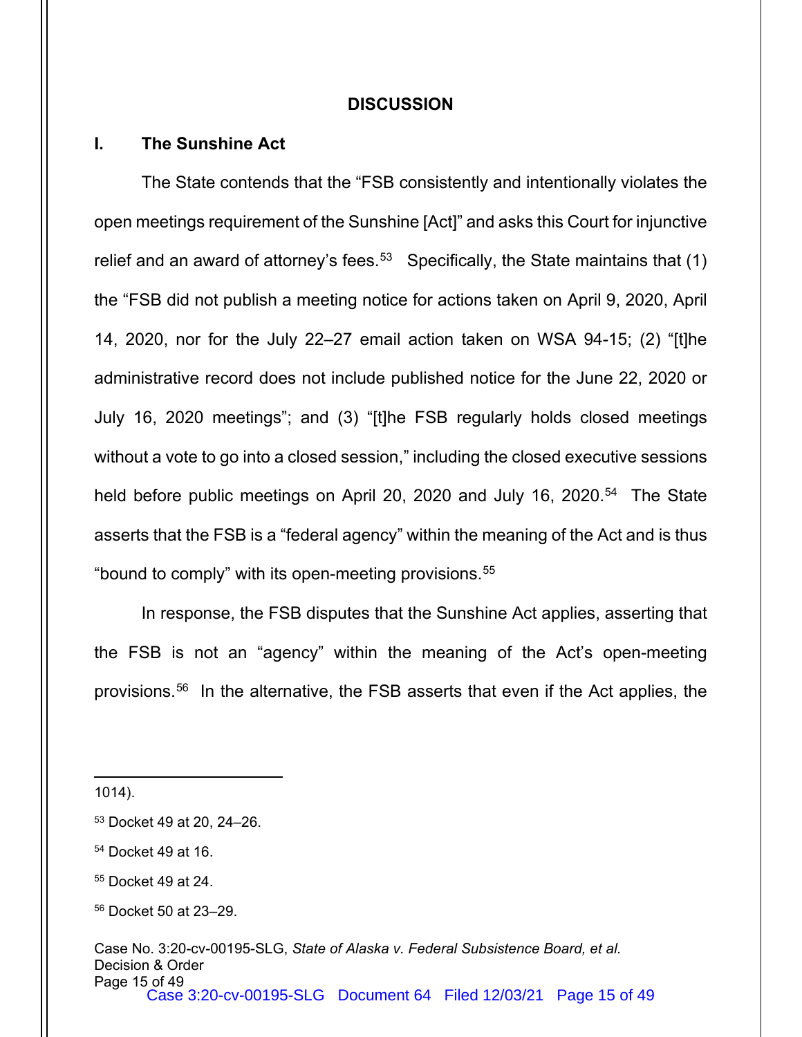## DISCUSSION

### I. The Sunshine Act

The State contends that the "FSB consistently and intentionally violates the open meetings requirement of the Sunshine [Act]" and asks this Court for injunctive relief and an award of attorney's fees.[53] Specifically, the State maintains that (1) the "FSB did not publish a meeting notice for actions taken on April 9, 2020, April 14, 2020, nor for the July 22–27 email action taken on WSA 94-15; (2) "[t]he administrative record does not include published notice for the June 22, 2020 or July 16, 2020 meetings"; and (3) "[t]he FSB regularly holds closed meetings without a vote to go into a closed session," including the closed executive sessions held before public meetings on April 20, 2020 and July 16, 2020.[54] The State asserts that the FSB is a "federal agency" within the meaning of the Act and is thus "bound to comply" with its open-meeting provisions.[55]

In response, the FSB disputes that the Sunshine Act applies, asserting that the FSB is not an "agency" within the meaning of the Act's open-meeting provisions.[56] In the alternative, the FSB asserts that even if the Act applies, the

---

1014).

[53] Docket 49 at 20, 24–26.

[54] Docket 49 at 16.

[55] Docket 49 at 24.

[56] Docket 50 at 23–29.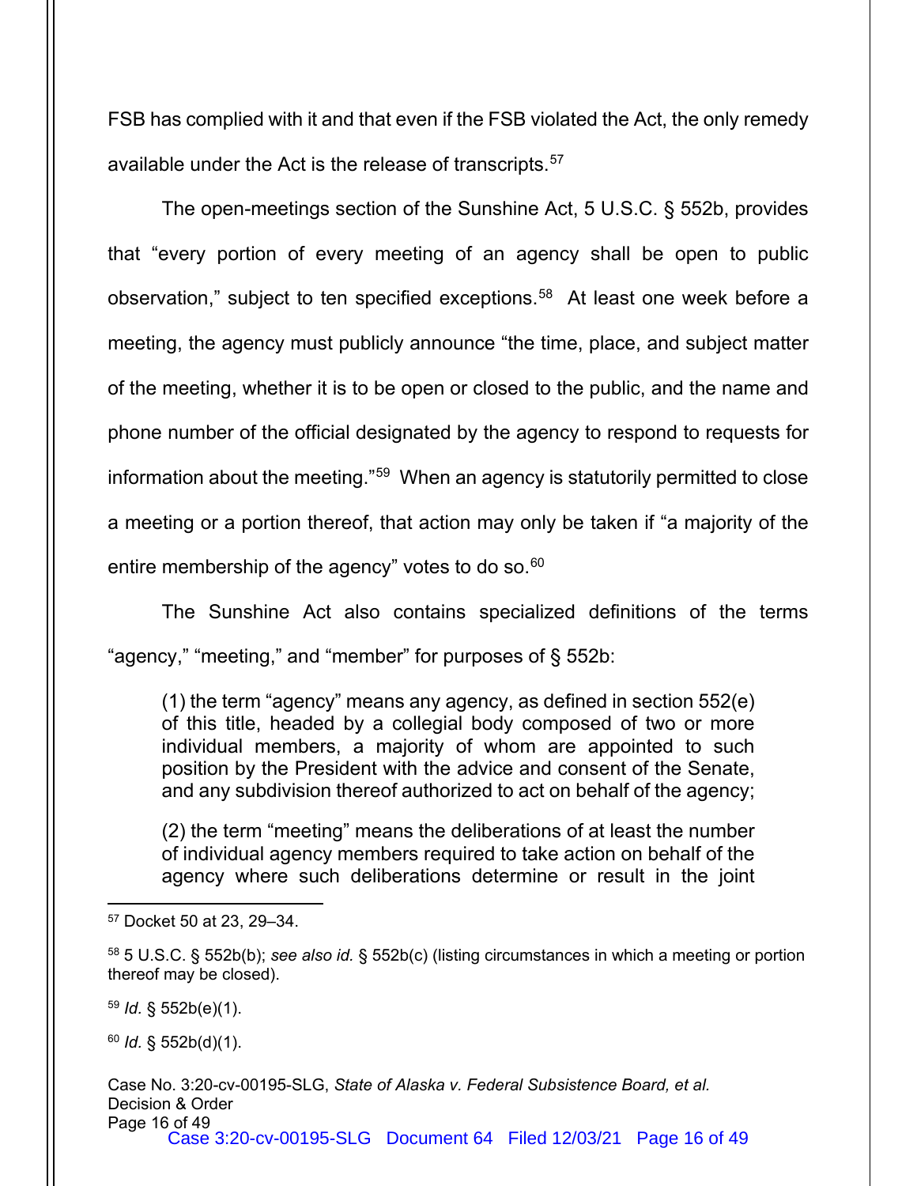FSB has complied with it and that even if the FSB violated the Act, the only remedy available under the Act is the release of transcripts.[57]

The open-meetings section of the Sunshine Act, 5 U.S.C. § 552b, provides that "every portion of every meeting of an agency shall be open to public observation," subject to ten specified exceptions.[58] At least one week before a meeting, the agency must publicly announce "the time, place, and subject matter of the meeting, whether it is to be open or closed to the public, and the name and phone number of the official designated by the agency to respond to requests for information about the meeting."[59] When an agency is statutorily permitted to close a meeting or a portion thereof, that action may only be taken if "a majority of the entire membership of the agency" votes to do so.[60]

The Sunshine Act also contains specialized definitions of the terms "agency," "meeting," and "member" for purposes of § 552b:

> (1) the term "agency" means any agency, as defined in section 552(e) of this title, headed by a collegial body composed of two or more individual members, a majority of whom are appointed to such position by the President with the advice and consent of the Senate, and any subdivision thereof authorized to act on behalf of the agency;
>
> (2) the term "meeting" means the deliberations of at least the number of individual agency members required to take action on behalf of the agency where such deliberations determine or result in the joint

---

[57] Docket 50 at 23, 29–34.

[58] 5 U.S.C. § 552b(b); *see also id.* § 552b(c) (listing circumstances in which a meeting or portion thereof may be closed).

[59] *Id.* § 552b(e)(1).

[60] *Id.* § 552b(d)(1).

Case No. 3:20-cv-00195-SLG, *State of Alaska v. Federal Subsistence Board, et al.*
Decision & Order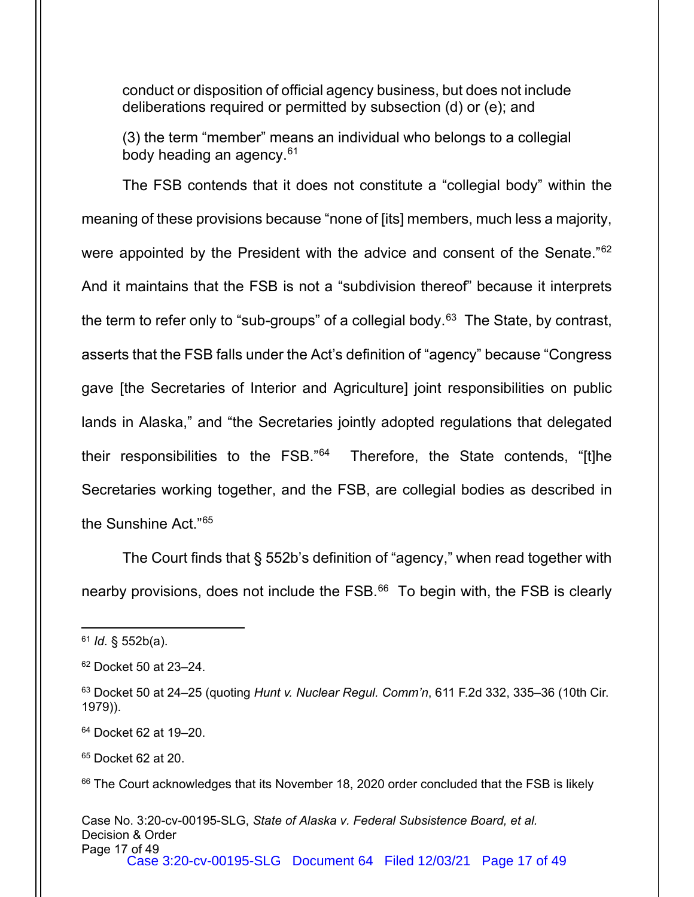conduct or disposition of official agency business, but does not include deliberations required or permitted by subsection (d) or (e); and

(3) the term "member" means an individual who belongs to a collegial body heading an agency.[61]

The FSB contends that it does not constitute a "collegial body" within the meaning of these provisions because "none of [its] members, much less a majority, were appointed by the President with the advice and consent of the Senate."[62] And it maintains that the FSB is not a "subdivision thereof" because it interprets the term to refer only to "sub-groups" of a collegial body.[63] The State, by contrast, asserts that the FSB falls under the Act's definition of "agency" because "Congress gave [the Secretaries of Interior and Agriculture] joint responsibilities on public lands in Alaska," and "the Secretaries jointly adopted regulations that delegated their responsibilities to the FSB."[64] Therefore, the State contends, "[t]he Secretaries working together, and the FSB, are collegial bodies as described in the Sunshine Act."[65]

The Court finds that § 552b's definition of "agency," when read together with nearby provisions, does not include the FSB.[66] To begin with, the FSB is clearly

---

[61] *Id.* § 552b(a).

[62] Docket 50 at 23–24.

[63] Docket 50 at 24–25 (quoting *Hunt v. Nuclear Regul. Comm'n*, 611 F.2d 332, 335–36 (10th Cir. 1979)).

[64] Docket 62 at 19–20.

[65] Docket 62 at 20.

[66] The Court acknowledges that its November 18, 2020 order concluded that the FSB is likely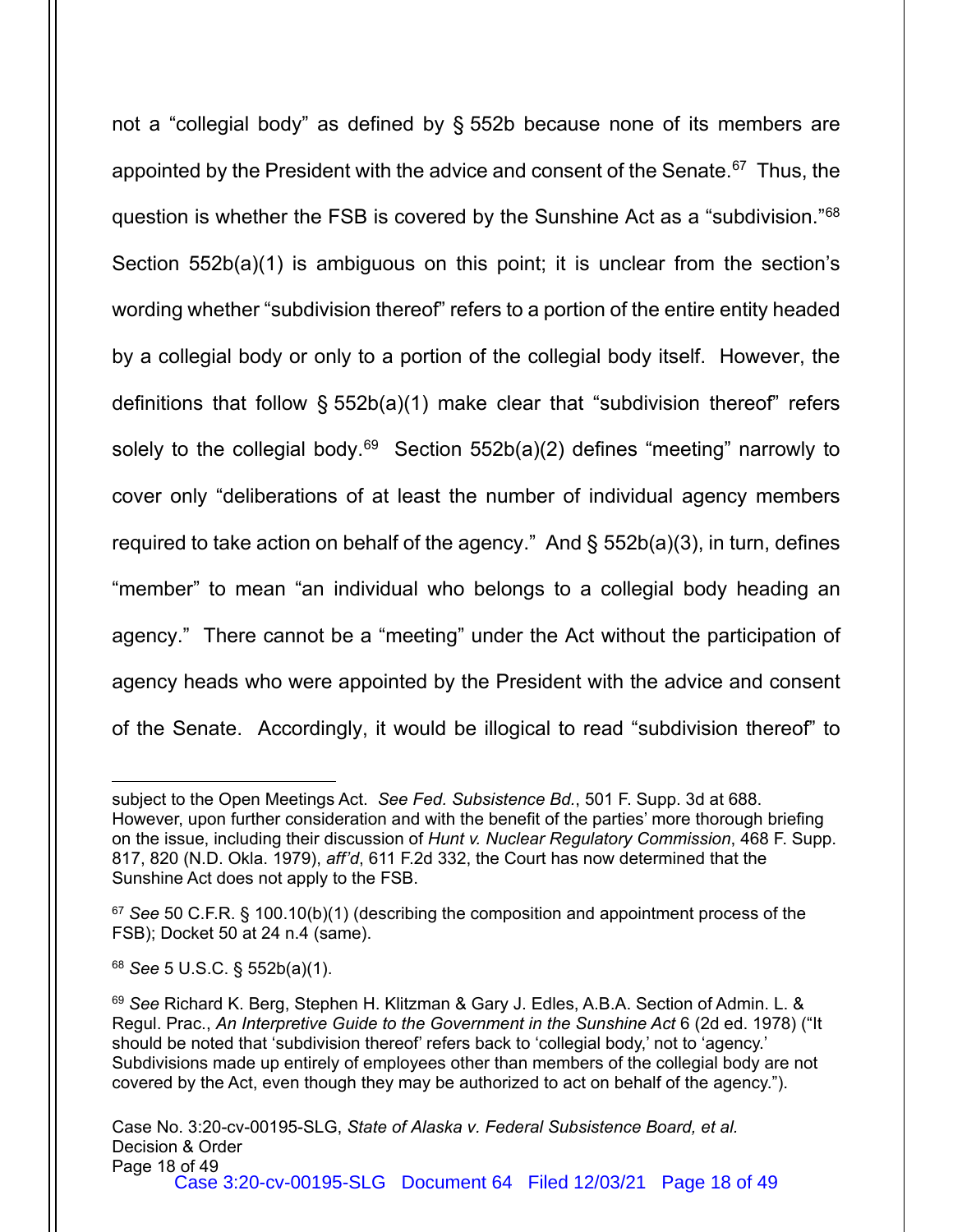not a "collegial body" as defined by § 552b because none of its members are appointed by the President with the advice and consent of the Senate.[67] Thus, the question is whether the FSB is covered by the Sunshine Act as a "subdivision."[68] Section 552b(a)(1) is ambiguous on this point; it is unclear from the section's wording whether "subdivision thereof" refers to a portion of the entire entity headed by a collegial body or only to a portion of the collegial body itself. However, the definitions that follow § 552b(a)(1) make clear that "subdivision thereof" refers solely to the collegial body.[69] Section 552b(a)(2) defines "meeting" narrowly to cover only "deliberations of at least the number of individual agency members required to take action on behalf of the agency." And § 552b(a)(3), in turn, defines "member" to mean "an individual who belongs to a collegial body heading an agency." There cannot be a "meeting" under the Act without the participation of agency heads who were appointed by the President with the advice and consent of the Senate. Accordingly, it would be illogical to read "subdivision thereof" to

---

subject to the Open Meetings Act. *See Fed. Subsistence Bd.*, 501 F. Supp. 3d at 688. However, upon further consideration and with the benefit of the parties' more thorough briefing on the issue, including their discussion of *Hunt v. Nuclear Regulatory Commission*, 468 F. Supp. 817, 820 (N.D. Okla. 1979), *aff'd*, 611 F.2d 332, the Court has now determined that the Sunshine Act does not apply to the FSB.

[67] *See* 50 C.F.R. § 100.10(b)(1) (describing the composition and appointment process of the FSB); Docket 50 at 24 n.4 (same).

[68] *See* 5 U.S.C. § 552b(a)(1).

[69] *See* Richard K. Berg, Stephen H. Klitzman & Gary J. Edles, A.B.A. Section of Admin. L. & Regul. Prac., *An Interpretive Guide to the Government in the Sunshine Act* 6 (2d ed. 1978) ("It should be noted that 'subdivision thereof' refers back to 'collegial body,' not to 'agency.' Subdivisions made up entirely of employees other than members of the collegial body are not covered by the Act, even though they may be authorized to act on behalf of the agency.").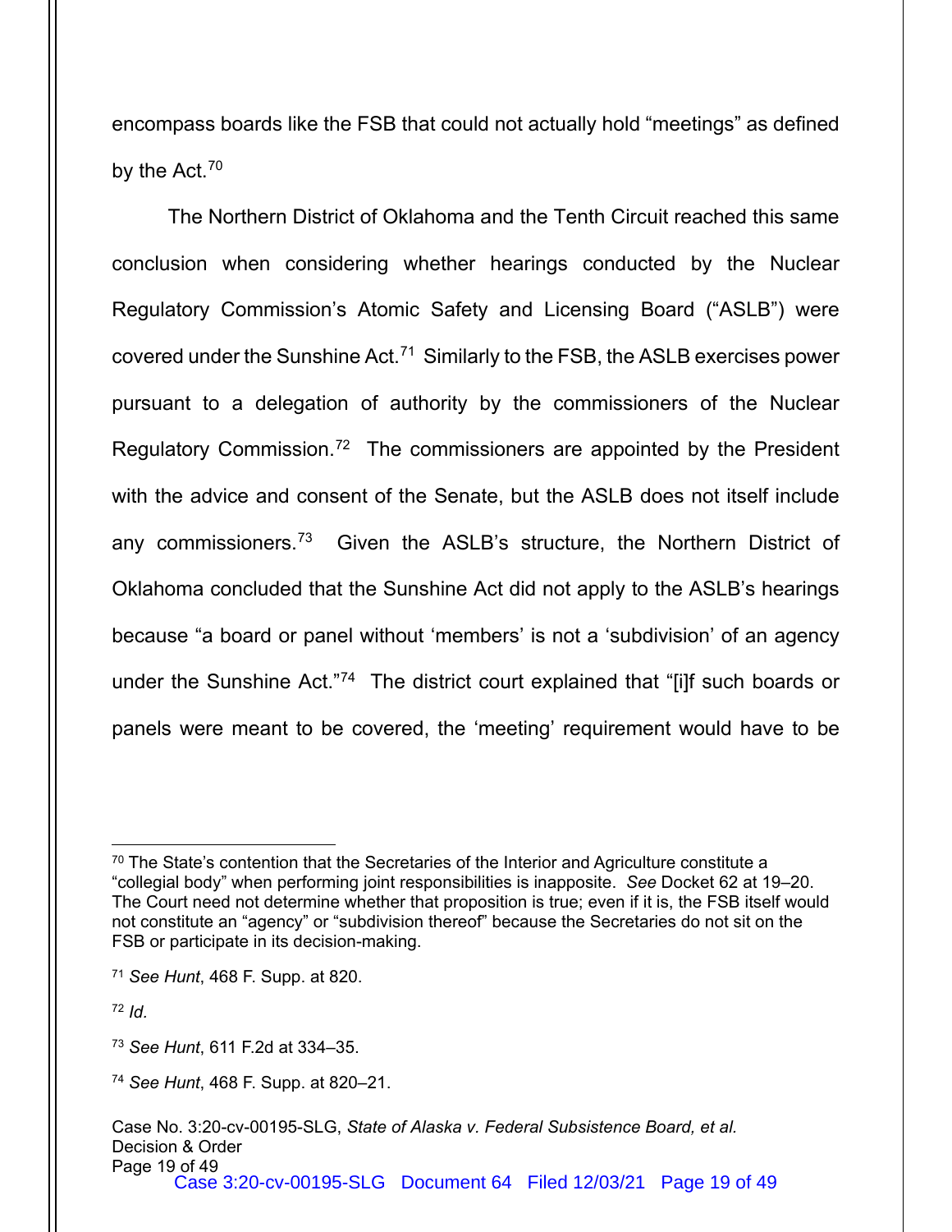encompass boards like the FSB that could not actually hold "meetings" as defined by the Act.[70]

The Northern District of Oklahoma and the Tenth Circuit reached this same conclusion when considering whether hearings conducted by the Nuclear Regulatory Commission's Atomic Safety and Licensing Board ("ASLB") were covered under the Sunshine Act.[71] Similarly to the FSB, the ASLB exercises power pursuant to a delegation of authority by the commissioners of the Nuclear Regulatory Commission.[72] The commissioners are appointed by the President with the advice and consent of the Senate, but the ASLB does not itself include any commissioners.[73] Given the ASLB's structure, the Northern District of Oklahoma concluded that the Sunshine Act did not apply to the ASLB's hearings because "a board or panel without 'members' is not a 'subdivision' of an agency under the Sunshine Act."[74] The district court explained that "[i]f such boards or panels were meant to be covered, the 'meeting' requirement would have to be

---

[70] The State's contention that the Secretaries of the Interior and Agriculture constitute a "collegial body" when performing joint responsibilities is inapposite. *See* Docket 62 at 19–20. The Court need not determine whether that proposition is true; even if it is, the FSB itself would not constitute an "agency" or "subdivision thereof" because the Secretaries do not sit on the FSB or participate in its decision-making.

[71] *See Hunt*, 468 F. Supp. at 820.

[72] *Id.*

[73] *See Hunt*, 611 F.2d at 334–35.

[74] *See Hunt*, 468 F. Supp. at 820–21.

Case No. 3:20-cv-00195-SLG, *State of Alaska v. Federal Subsistence Board, et al.*
Decision & Order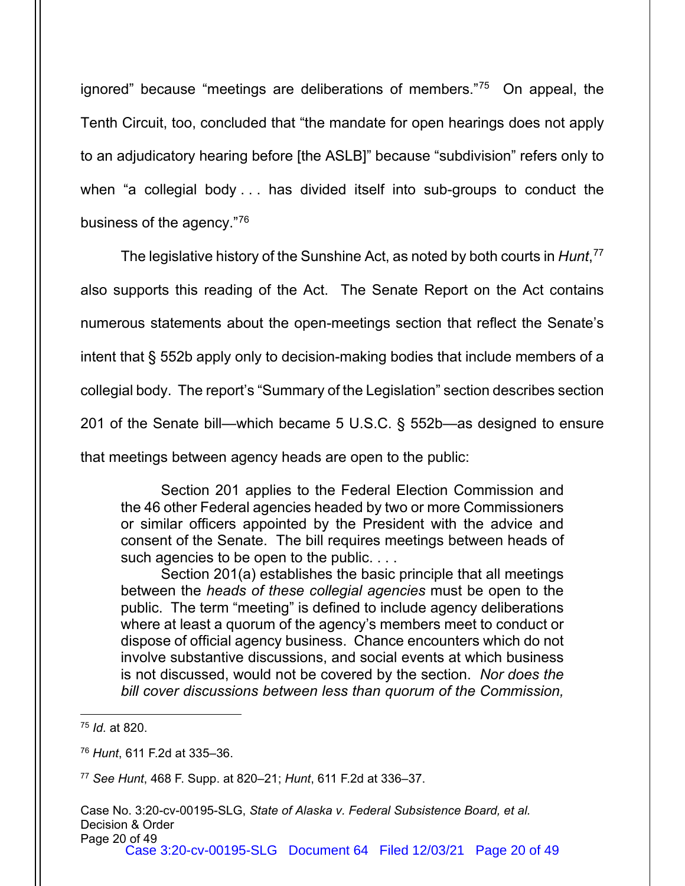ignored" because "meetings are deliberations of members."[75] On appeal, the Tenth Circuit, too, concluded that "the mandate for open hearings does not apply to an adjudicatory hearing before [the ASLB]" because "subdivision" refers only to when "a collegial body . . . has divided itself into sub-groups to conduct the business of the agency."[76]

The legislative history of the Sunshine Act, as noted by both courts in *Hunt*,[77] also supports this reading of the Act. The Senate Report on the Act contains numerous statements about the open-meetings section that reflect the Senate's intent that § 552b apply only to decision-making bodies that include members of a collegial body. The report's "Summary of the Legislation" section describes section 201 of the Senate bill—which became 5 U.S.C. § 552b—as designed to ensure that meetings between agency heads are open to the public:

> Section 201 applies to the Federal Election Commission and the 46 other Federal agencies headed by two or more Commissioners or similar officers appointed by the President with the advice and consent of the Senate. The bill requires meetings between heads of such agencies to be open to the public. . . .
>
> Section 201(a) establishes the basic principle that all meetings between the *heads of these collegial agencies* must be open to the public. The term "meeting" is defined to include agency deliberations where at least a quorum of the agency's members meet to conduct or dispose of official agency business. Chance encounters which do not involve substantive discussions, and social events at which business is not discussed, would not be covered by the section. *Nor does the bill cover discussions between less than quorum of the Commission,*

---

[75] *Id.* at 820.

[76] *Hunt*, 611 F.2d at 335–36.

[77] *See Hunt*, 468 F. Supp. at 820–21; *Hunt*, 611 F.2d at 336–37.

Case No. 3:20-cv-00195-SLG, *State of Alaska v. Federal Subsistence Board, et al.*
Decision & Order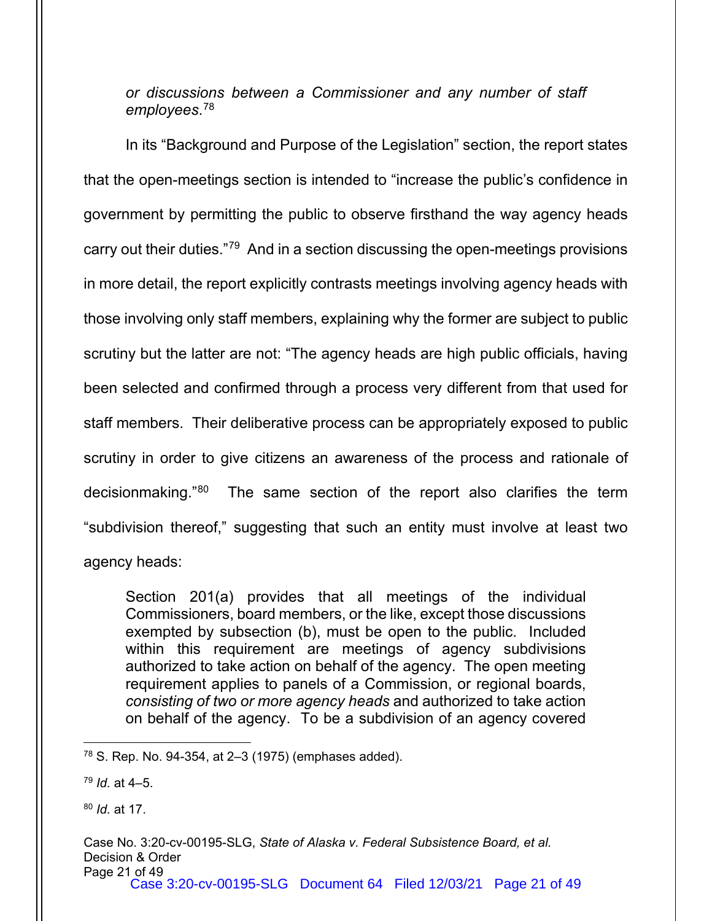> *or discussions between a Commissioner and any number of staff employees*.[78]

In its "Background and Purpose of the Legislation" section, the report states that the open-meetings section is intended to "increase the public's confidence in government by permitting the public to observe firsthand the way agency heads carry out their duties."[79] And in a section discussing the open-meetings provisions in more detail, the report explicitly contrasts meetings involving agency heads with those involving only staff members, explaining why the former are subject to public scrutiny but the latter are not: "The agency heads are high public officials, having been selected and confirmed through a process very different from that used for staff members. Their deliberative process can be appropriately exposed to public scrutiny in order to give citizens an awareness of the process and rationale of decisionmaking."[80] The same section of the report also clarifies the term "subdivision thereof," suggesting that such an entity must involve at least two agency heads:

> Section 201(a) provides that all meetings of the individual Commissioners, board members, or the like, except those discussions exempted by subsection (b), must be open to the public. Included within this requirement are meetings of agency subdivisions authorized to take action on behalf of the agency. The open meeting requirement applies to panels of a Commission, or regional boards, *consisting of two or more agency heads* and authorized to take action on behalf of the agency. To be a subdivision of an agency covered

---

[78] S. Rep. No. 94-354, at 2–3 (1975) (emphases added).

[79] *Id.* at 4–5.

[80] *Id.* at 17.

Case No. 3:20-cv-00195-SLG, *State of Alaska v. Federal Subsistence Board, et al.*
Decision & Order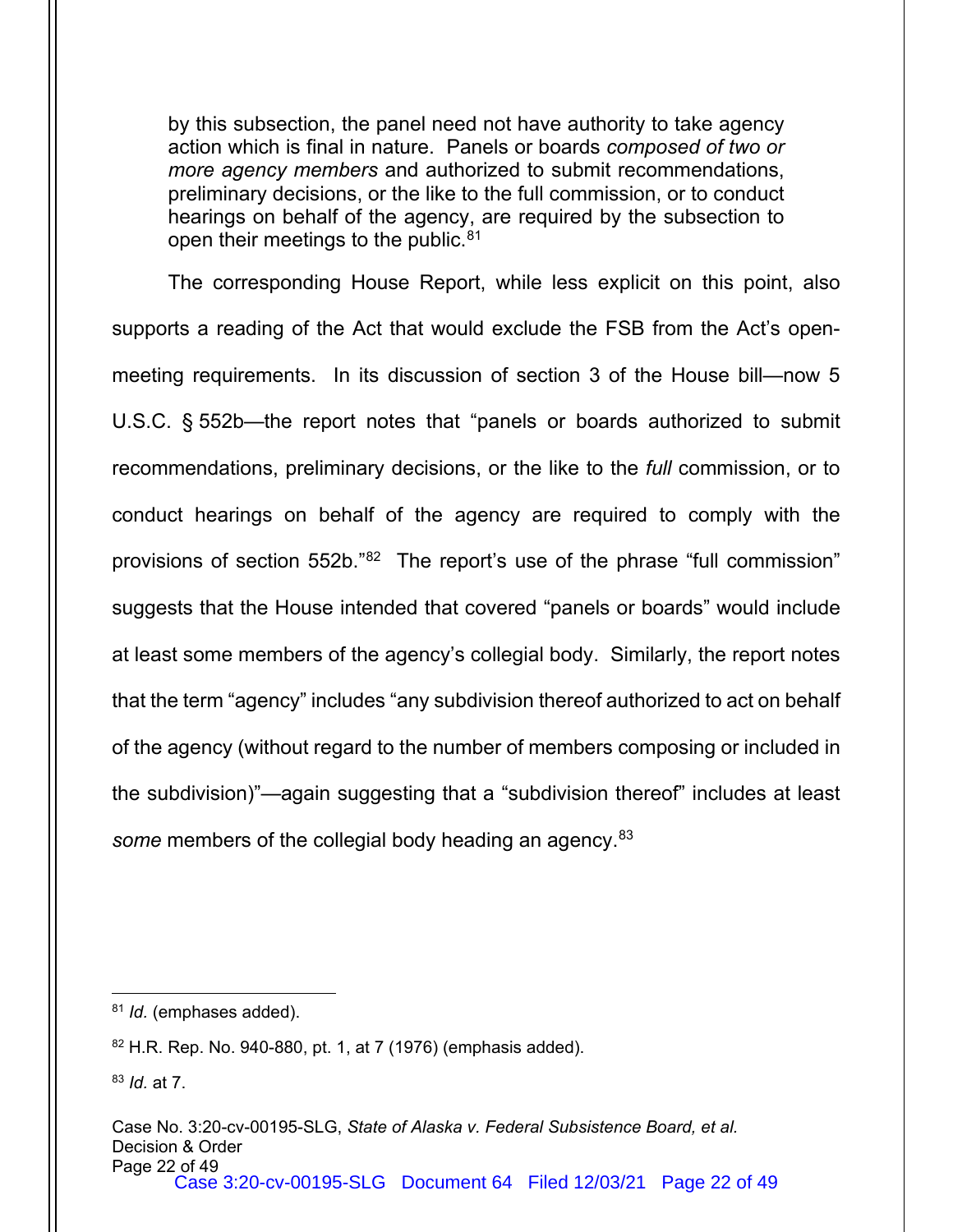> by this subsection, the panel need not have authority to take agency action which is final in nature. Panels or boards *composed of two or more agency members* and authorized to submit recommendations, preliminary decisions, or the like to the full commission, or to conduct hearings on behalf of the agency, are required by the subsection to open their meetings to the public.[81]

The corresponding House Report, while less explicit on this point, also supports a reading of the Act that would exclude the FSB from the Act's open-meeting requirements. In its discussion of section 3 of the House bill—now 5 U.S.C. § 552b—the report notes that "panels or boards authorized to submit recommendations, preliminary decisions, or the like to the *full* commission, or to conduct hearings on behalf of the agency are required to comply with the provisions of section 552b."[82] The report's use of the phrase "full commission" suggests that the House intended that covered "panels or boards" would include at least some members of the agency's collegial body. Similarly, the report notes that the term "agency" includes "any subdivision thereof authorized to act on behalf of the agency (without regard to the number of members composing or included in the subdivision)"—again suggesting that a "subdivision thereof" includes at least *some* members of the collegial body heading an agency.[83]

---

[81] *Id.* (emphases added).

[82] H.R. Rep. No. 940-880, pt. 1, at 7 (1976) (emphasis added).

[83] *Id.* at 7.

Case No. 3:20-cv-00195-SLG, *State of Alaska v. Federal Subsistence Board, et al.*
Decision & Order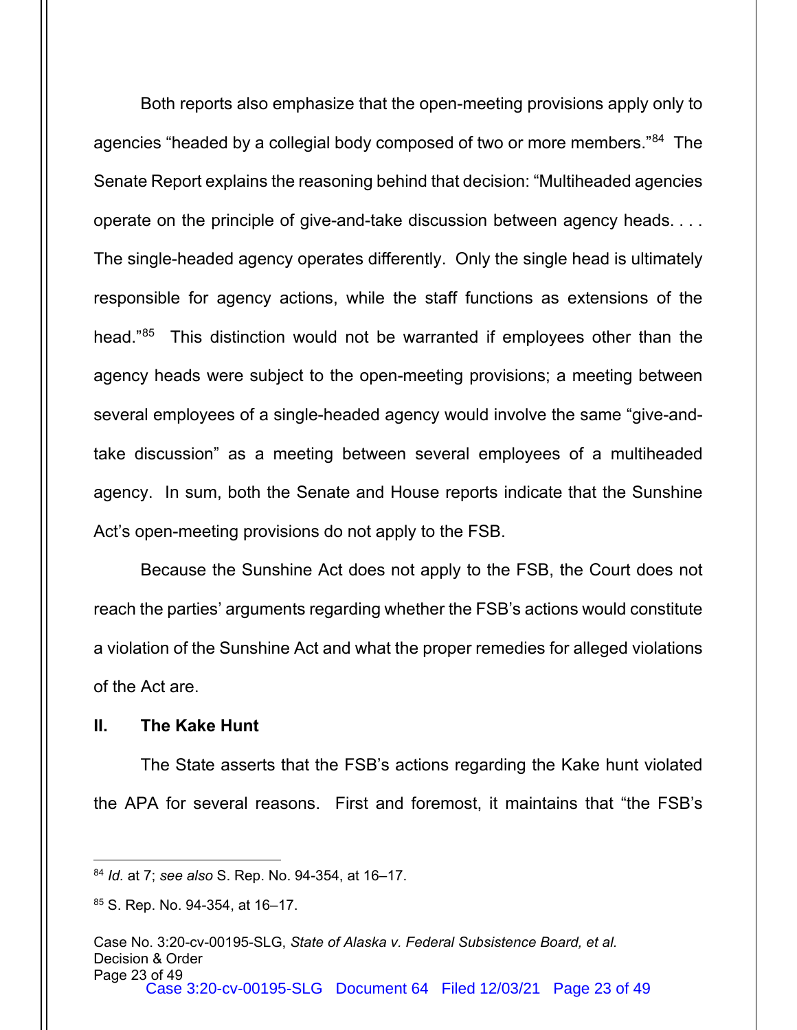Both reports also emphasize that the open-meeting provisions apply only to agencies "headed by a collegial body composed of two or more members."[84] The Senate Report explains the reasoning behind that decision: "Multiheaded agencies operate on the principle of give-and-take discussion between agency heads. . . . The single-headed agency operates differently. Only the single head is ultimately responsible for agency actions, while the staff functions as extensions of the head."[85] This distinction would not be warranted if employees other than the agency heads were subject to the open-meeting provisions; a meeting between several employees of a single-headed agency would involve the same "give-and-take discussion" as a meeting between several employees of a multiheaded agency. In sum, both the Senate and House reports indicate that the Sunshine Act's open-meeting provisions do not apply to the FSB.

Because the Sunshine Act does not apply to the FSB, the Court does not reach the parties' arguments regarding whether the FSB's actions would constitute a violation of the Sunshine Act and what the proper remedies for alleged violations of the Act are.

## II. The Kake Hunt

The State asserts that the FSB's actions regarding the Kake hunt violated the APA for several reasons. First and foremost, it maintains that "the FSB's

---

[84] *Id.* at 7; *see also* S. Rep. No. 94-354, at 16–17.

[85] S. Rep. No. 94-354, at 16–17.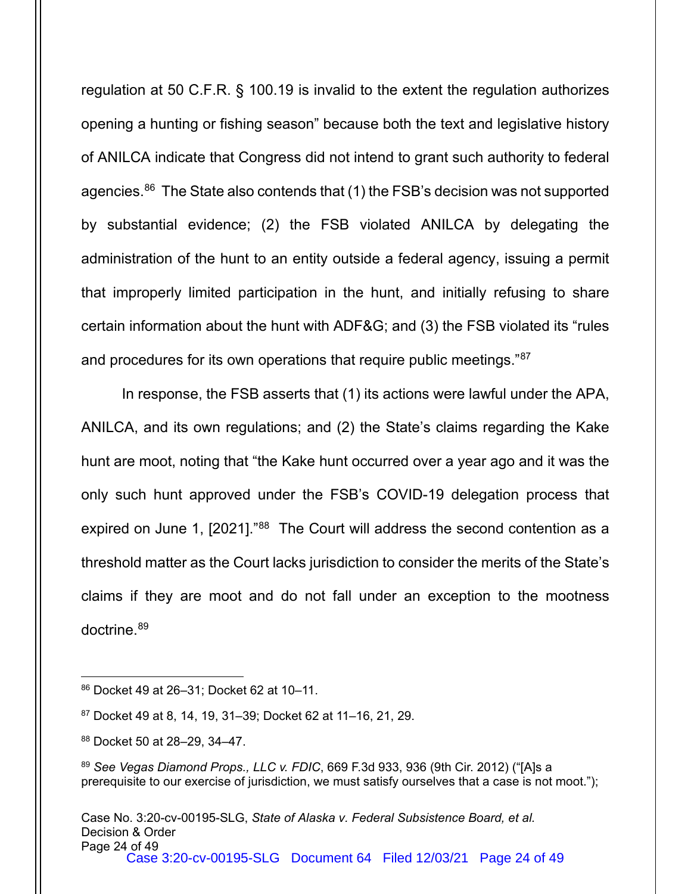regulation at 50 C.F.R. § 100.19 is invalid to the extent the regulation authorizes opening a hunting or fishing season" because both the text and legislative history of ANILCA indicate that Congress did not intend to grant such authority to federal agencies.[86] The State also contends that (1) the FSB's decision was not supported by substantial evidence; (2) the FSB violated ANILCA by delegating the administration of the hunt to an entity outside a federal agency, issuing a permit that improperly limited participation in the hunt, and initially refusing to share certain information about the hunt with ADF&G; and (3) the FSB violated its "rules and procedures for its own operations that require public meetings."[87]

In response, the FSB asserts that (1) its actions were lawful under the APA, ANILCA, and its own regulations; and (2) the State's claims regarding the Kake hunt are moot, noting that "the Kake hunt occurred over a year ago and it was the only such hunt approved under the FSB's COVID-19 delegation process that expired on June 1, [2021]."[88] The Court will address the second contention as a threshold matter as the Court lacks jurisdiction to consider the merits of the State's claims if they are moot and do not fall under an exception to the mootness doctrine.[89]

---

[86] Docket 49 at 26–31; Docket 62 at 10–11.

[87] Docket 49 at 8, 14, 19, 31–39; Docket 62 at 11–16, 21, 29.

[88] Docket 50 at 28–29, 34–47.

[89] *See Vegas Diamond Props., LLC v. FDIC*, 669 F.3d 933, 936 (9th Cir. 2012) ("[A]s a prerequisite to our exercise of jurisdiction, we must satisfy ourselves that a case is not moot.");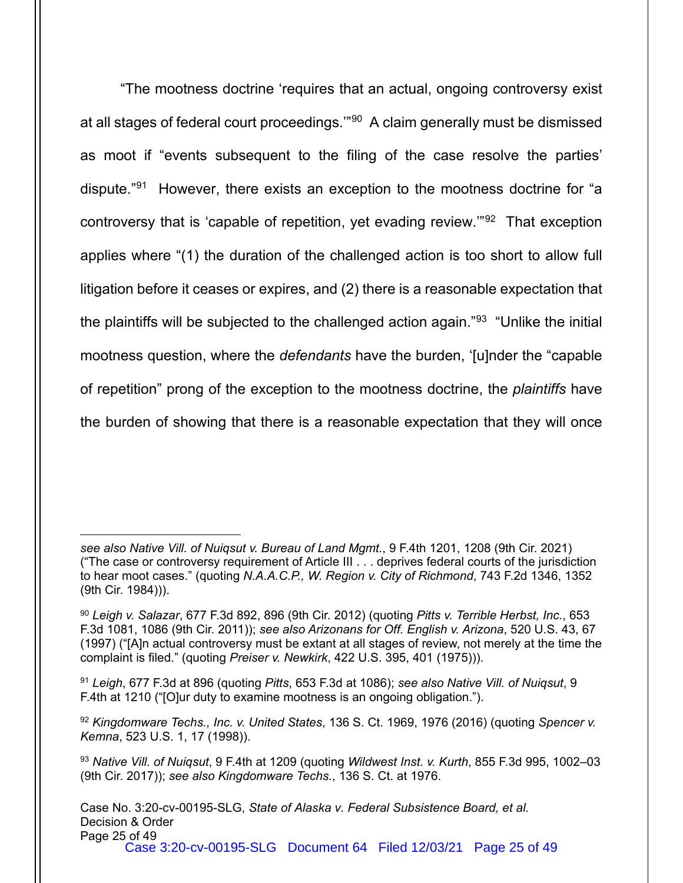"The mootness doctrine 'requires that an actual, ongoing controversy exist at all stages of federal court proceedings.'"[90] A claim generally must be dismissed as moot if "events subsequent to the filing of the case resolve the parties' dispute."[91] However, there exists an exception to the mootness doctrine for "a controversy that is 'capable of repetition, yet evading review.'"[92] That exception applies where "(1) the duration of the challenged action is too short to allow full litigation before it ceases or expires, and (2) there is a reasonable expectation that the plaintiffs will be subjected to the challenged action again."[93] "Unlike the initial mootness question, where the *defendants* have the burden, '[u]nder the "capable of repetition" prong of the exception to the mootness doctrine, the *plaintiffs* have the burden of showing that there is a reasonable expectation that they will once

---

*see also Native Vill. of Nuiqsut v. Bureau of Land Mgmt.*, 9 F.4th 1201, 1208 (9th Cir. 2021) ("The case or controversy requirement of Article III . . . deprives federal courts of the jurisdiction to hear moot cases." (quoting *N.A.A.C.P., W. Region v. City of Richmond*, 743 F.2d 1346, 1352 (9th Cir. 1984))).

[90] *Leigh v. Salazar*, 677 F.3d 892, 896 (9th Cir. 2012) (quoting *Pitts v. Terrible Herbst, Inc.*, 653 F.3d 1081, 1086 (9th Cir. 2011)); *see also Arizonans for Off. English v. Arizona*, 520 U.S. 43, 67 (1997) ("[A]n actual controversy must be extant at all stages of review, not merely at the time the complaint is filed." (quoting *Preiser v. Newkirk*, 422 U.S. 395, 401 (1975))).

[91] *Leigh*, 677 F.3d at 896 (quoting *Pitts*, 653 F.3d at 1086); *see also Native Vill. of Nuiqsut*, 9 F.4th at 1210 ("[O]ur duty to examine mootness is an ongoing obligation.").

[92] *Kingdomware Techs., Inc. v. United States*, 136 S. Ct. 1969, 1976 (2016) (quoting *Spencer v. Kemna*, 523 U.S. 1, 17 (1998)).

[93] *Native Vill. of Nuiqsut*, 9 F.4th at 1209 (quoting *Wildwest Inst. v. Kurth*, 855 F.3d 995, 1002–03 (9th Cir. 2017)); *see also Kingdomware Techs.*, 136 S. Ct. at 1976.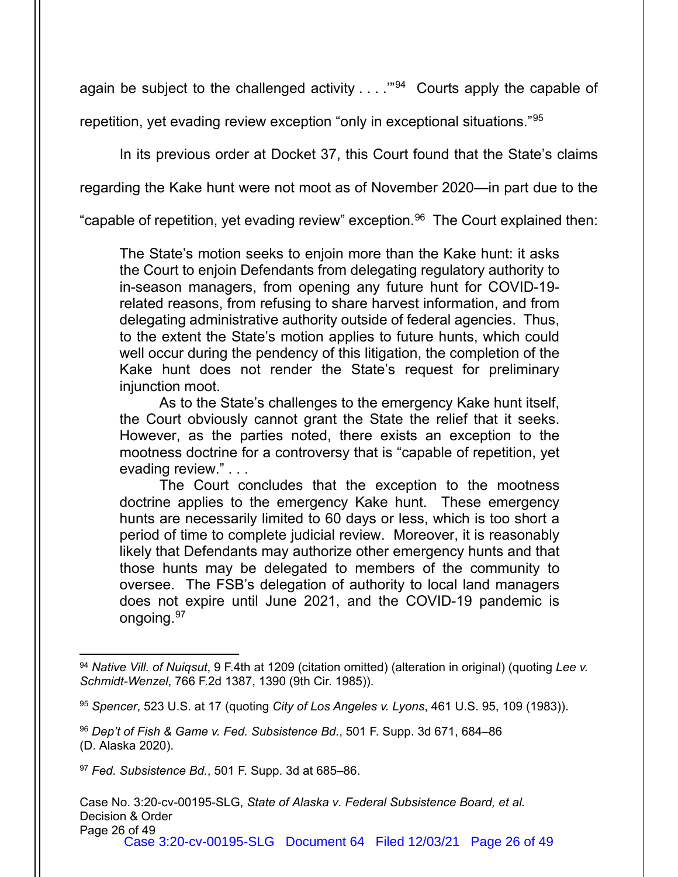again be subject to the challenged activity . . . .'"[94] Courts apply the capable of repetition, yet evading review exception "only in exceptional situations."[95]

In its previous order at Docket 37, this Court found that the State's claims regarding the Kake hunt were not moot as of November 2020—in part due to the "capable of repetition, yet evading review" exception.[96] The Court explained then:

> The State's motion seeks to enjoin more than the Kake hunt: it asks the Court to enjoin Defendants from delegating regulatory authority to in-season managers, from opening any future hunt for COVID-19-related reasons, from refusing to share harvest information, and from delegating administrative authority outside of federal agencies. Thus, to the extent the State's motion applies to future hunts, which could well occur during the pendency of this litigation, the completion of the Kake hunt does not render the State's request for preliminary injunction moot.
>
> As to the State's challenges to the emergency Kake hunt itself, the Court obviously cannot grant the State the relief that it seeks. However, as the parties noted, there exists an exception to the mootness doctrine for a controversy that is "capable of repetition, yet evading review." . . .
>
> The Court concludes that the exception to the mootness doctrine applies to the emergency Kake hunt. These emergency hunts are necessarily limited to 60 days or less, which is too short a period of time to complete judicial review. Moreover, it is reasonably likely that Defendants may authorize other emergency hunts and that those hunts may be delegated to members of the community to oversee. The FSB's delegation of authority to local land managers does not expire until June 2021, and the COVID-19 pandemic is ongoing.[97]

---

[94] *Native Vill. of Nuiqsut*, 9 F.4th at 1209 (citation omitted) (alteration in original) (quoting *Lee v. Schmidt-Wenzel*, 766 F.2d 1387, 1390 (9th Cir. 1985)).

[95] *Spencer*, 523 U.S. at 17 (quoting *City of Los Angeles v. Lyons*, 461 U.S. 95, 109 (1983)).

[96] *Dep't of Fish & Game v. Fed. Subsistence Bd.*, 501 F. Supp. 3d 671, 684–86 (D. Alaska 2020).

[97] *Fed. Subsistence Bd.*, 501 F. Supp. 3d at 685–86.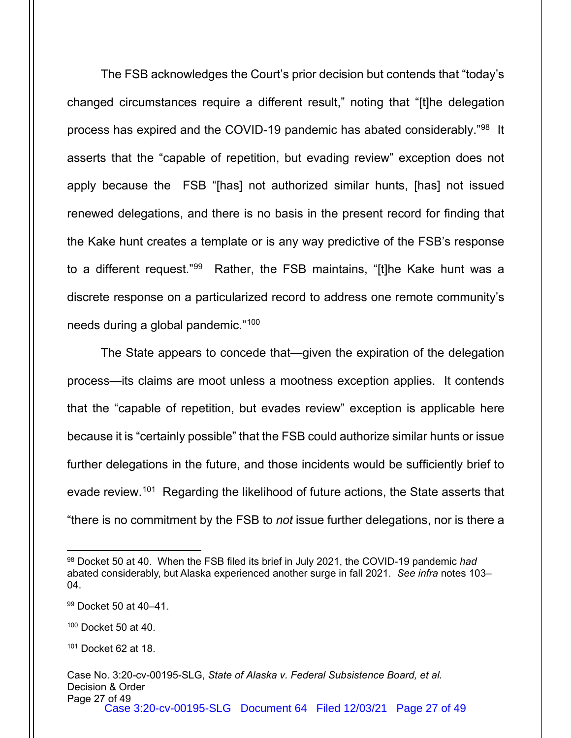The FSB acknowledges the Court's prior decision but contends that "today's changed circumstances require a different result," noting that "[t]he delegation process has expired and the COVID-19 pandemic has abated considerably."[98] It asserts that the "capable of repetition, but evading review" exception does not apply because the FSB "[has] not authorized similar hunts, [has] not issued renewed delegations, and there is no basis in the present record for finding that the Kake hunt creates a template or is any way predictive of the FSB's response to a different request."[99] Rather, the FSB maintains, "[t]he Kake hunt was a discrete response on a particularized record to address one remote community's needs during a global pandemic."[100]

The State appears to concede that—given the expiration of the delegation process—its claims are moot unless a mootness exception applies. It contends that the "capable of repetition, but evades review" exception is applicable here because it is "certainly possible" that the FSB could authorize similar hunts or issue further delegations in the future, and those incidents would be sufficiently brief to evade review.[101] Regarding the likelihood of future actions, the State asserts that "there is no commitment by the FSB to *not* issue further delegations, nor is there a

---

[98] Docket 50 at 40. When the FSB filed its brief in July 2021, the COVID-19 pandemic *had* abated considerably, but Alaska experienced another surge in fall 2021. *See infra* notes 103–04.

[99] Docket 50 at 40–41.

[100] Docket 50 at 40.

[101] Docket 62 at 18.

Case No. 3:20-cv-00195-SLG, *State of Alaska v. Federal Subsistence Board, et al.*
Decision & Order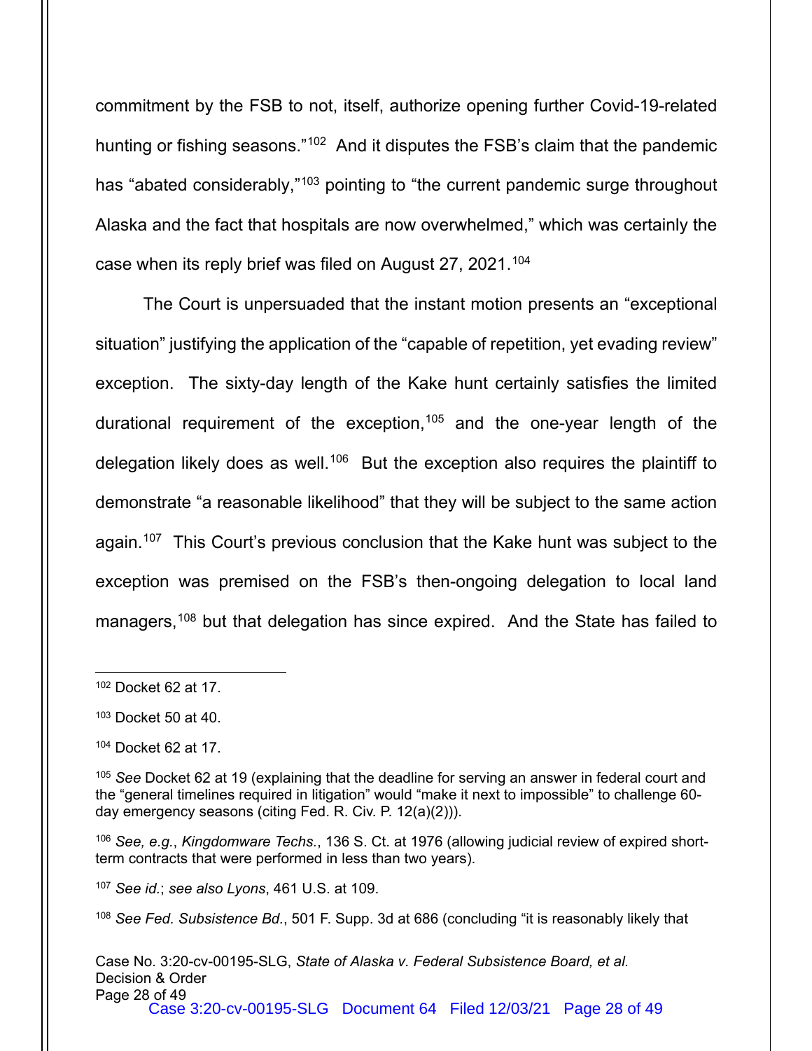commitment by the FSB to not, itself, authorize opening further Covid-19-related hunting or fishing seasons."[102] And it disputes the FSB's claim that the pandemic has "abated considerably,"[103] pointing to "the current pandemic surge throughout Alaska and the fact that hospitals are now overwhelmed," which was certainly the case when its reply brief was filed on August 27, 2021.[104]

The Court is unpersuaded that the instant motion presents an "exceptional situation" justifying the application of the "capable of repetition, yet evading review" exception. The sixty-day length of the Kake hunt certainly satisfies the limited durational requirement of the exception,[105] and the one-year length of the delegation likely does as well.[106] But the exception also requires the plaintiff to demonstrate "a reasonable likelihood" that they will be subject to the same action again.[107] This Court's previous conclusion that the Kake hunt was subject to the exception was premised on the FSB's then-ongoing delegation to local land managers,[108] but that delegation has since expired. And the State has failed to

---

[102] Docket 62 at 17.

[103] Docket 50 at 40.

[104] Docket 62 at 17.

[105] *See* Docket 62 at 19 (explaining that the deadline for serving an answer in federal court and the "general timelines required in litigation" would "make it next to impossible" to challenge 60-day emergency seasons (citing Fed. R. Civ. P. 12(a)(2))).

[106] *See, e.g.*, *Kingdomware Techs.*, 136 S. Ct. at 1976 (allowing judicial review of expired short-term contracts that were performed in less than two years).

[107] *See id.*; *see also Lyons*, 461 U.S. at 109.

[108] *See Fed. Subsistence Bd.*, 501 F. Supp. 3d at 686 (concluding "it is reasonably likely that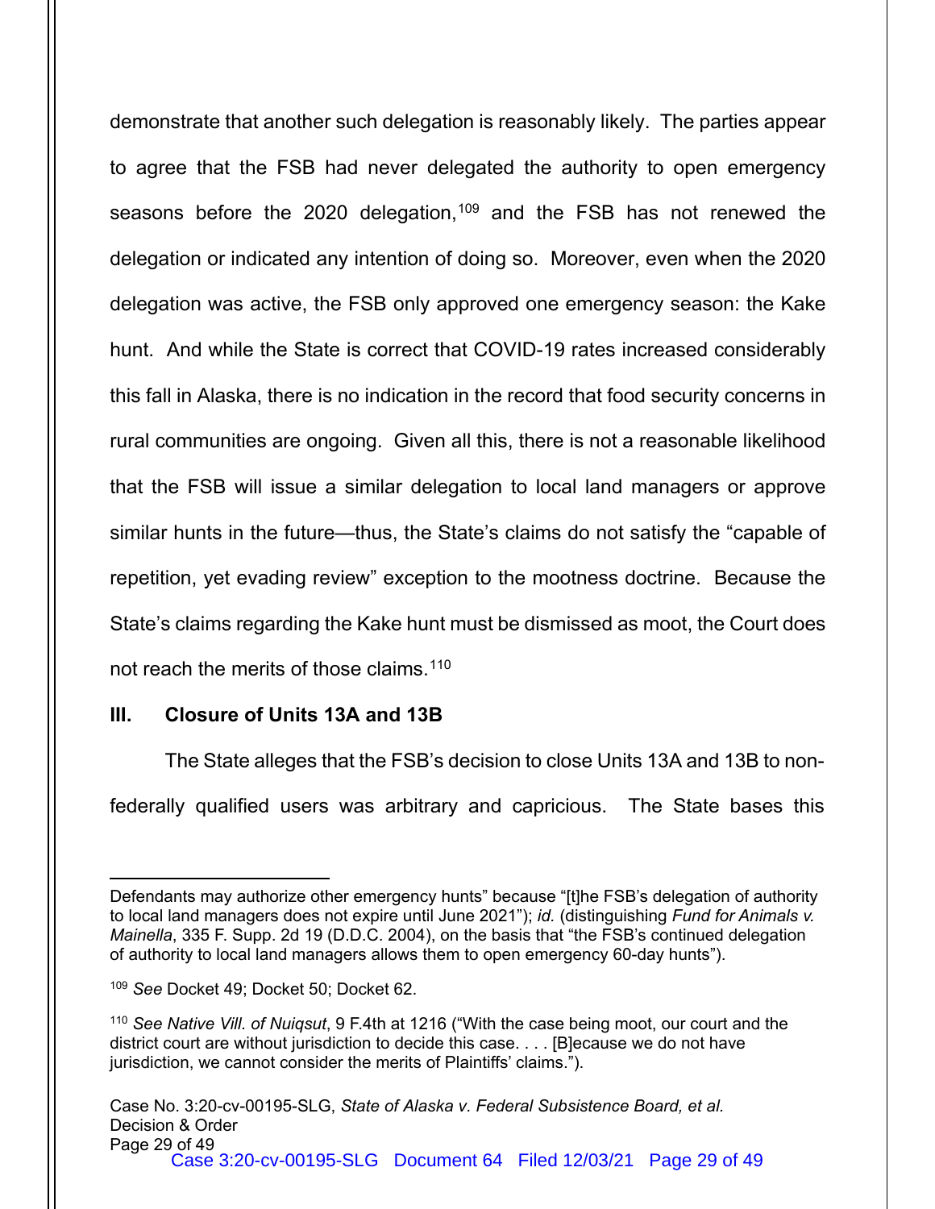demonstrate that another such delegation is reasonably likely. The parties appear to agree that the FSB had never delegated the authority to open emergency seasons before the 2020 delegation,[109] and the FSB has not renewed the delegation or indicated any intention of doing so. Moreover, even when the 2020 delegation was active, the FSB only approved one emergency season: the Kake hunt. And while the State is correct that COVID-19 rates increased considerably this fall in Alaska, there is no indication in the record that food security concerns in rural communities are ongoing. Given all this, there is not a reasonable likelihood that the FSB will issue a similar delegation to local land managers or approve similar hunts in the future—thus, the State's claims do not satisfy the "capable of repetition, yet evading review" exception to the mootness doctrine. Because the State's claims regarding the Kake hunt must be dismissed as moot, the Court does not reach the merits of those claims.[110]

## III. Closure of Units 13A and 13B

The State alleges that the FSB's decision to close Units 13A and 13B to non-federally qualified users was arbitrary and capricious. The State bases this

---

Defendants may authorize other emergency hunts" because "[t]he FSB's delegation of authority to local land managers does not expire until June 2021"); *id.* (distinguishing *Fund for Animals v. Mainella*, 335 F. Supp. 2d 19 (D.D.C. 2004), on the basis that "the FSB's continued delegation of authority to local land managers allows them to open emergency 60-day hunts").

[109] *See* Docket 49; Docket 50; Docket 62.

[110] *See Native Vill. of Nuiqsut*, 9 F.4th at 1216 ("With the case being moot, our court and the district court are without jurisdiction to decide this case. . . . [B]ecause we do not have jurisdiction, we cannot consider the merits of Plaintiffs' claims.").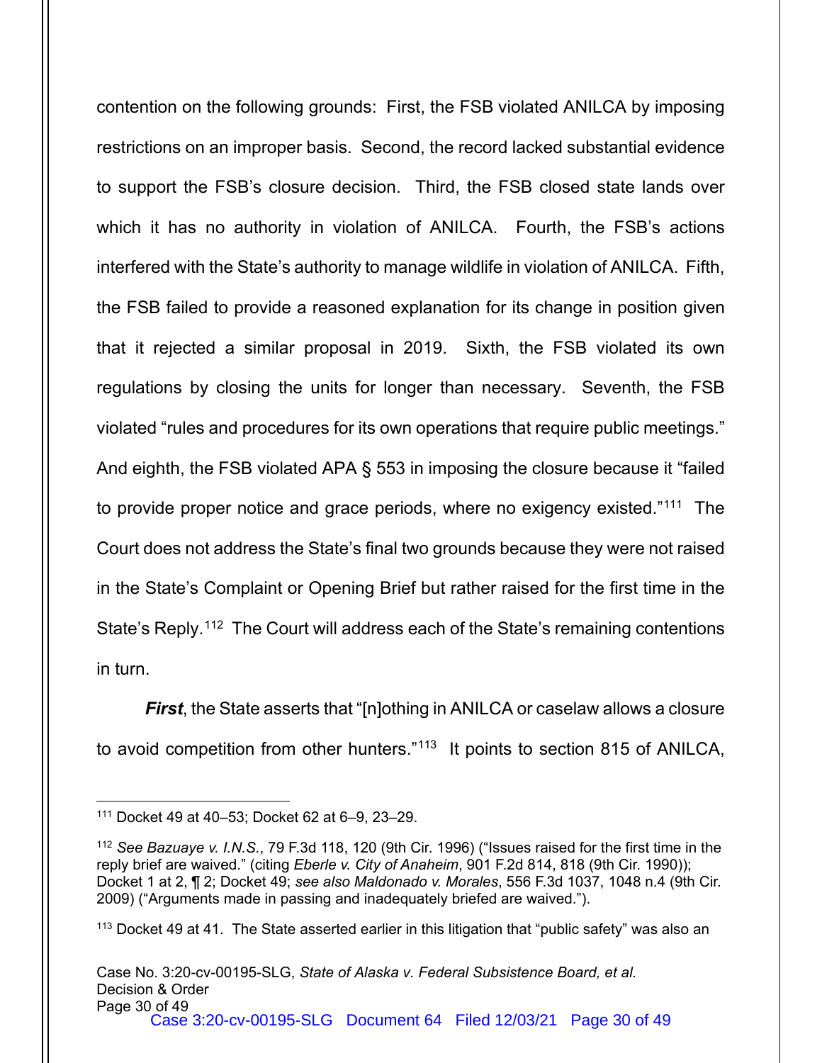contention on the following grounds: First, the FSB violated ANILCA by imposing restrictions on an improper basis. Second, the record lacked substantial evidence to support the FSB's closure decision. Third, the FSB closed state lands over which it has no authority in violation of ANILCA. Fourth, the FSB's actions interfered with the State's authority to manage wildlife in violation of ANILCA. Fifth, the FSB failed to provide a reasoned explanation for its change in position given that it rejected a similar proposal in 2019. Sixth, the FSB violated its own regulations by closing the units for longer than necessary. Seventh, the FSB violated "rules and procedures for its own operations that require public meetings." And eighth, the FSB violated APA § 553 in imposing the closure because it "failed to provide proper notice and grace periods, where no exigency existed."[111] The Court does not address the State's final two grounds because they were not raised in the State's Complaint or Opening Brief but rather raised for the first time in the State's Reply.[112] The Court will address each of the State's remaining contentions in turn.

***First***, the State asserts that "[n]othing in ANILCA or caselaw allows a closure to avoid competition from other hunters."[113] It points to section 815 of ANILCA,

---

[111] Docket 49 at 40–53; Docket 62 at 6–9, 23–29.

[112] *See Bazuaye v. I.N.S.*, 79 F.3d 118, 120 (9th Cir. 1996) ("Issues raised for the first time in the reply brief are waived." (citing *Eberle v. City of Anaheim*, 901 F.2d 814, 818 (9th Cir. 1990)); Docket 1 at 2, ¶ 2; Docket 49; *see also Maldonado v. Morales*, 556 F.3d 1037, 1048 n.4 (9th Cir. 2009) ("Arguments made in passing and inadequately briefed are waived.").

[113] Docket 49 at 41. The State asserted earlier in this litigation that "public safety" was also an

Case No. 3:20-cv-00195-SLG, *State of Alaska v. Federal Subsistence Board, et al.*
Decision & Order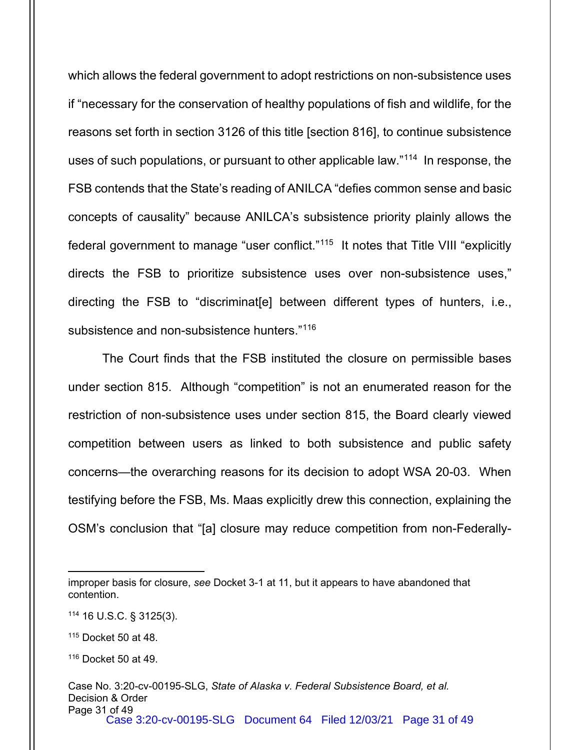which allows the federal government to adopt restrictions on non-subsistence uses if "necessary for the conservation of healthy populations of fish and wildlife, for the reasons set forth in section 3126 of this title [section 816], to continue subsistence uses of such populations, or pursuant to other applicable law."[114] In response, the FSB contends that the State's reading of ANILCA "defies common sense and basic concepts of causality" because ANILCA's subsistence priority plainly allows the federal government to manage "user conflict."[115] It notes that Title VIII "explicitly directs the FSB to prioritize subsistence uses over non-subsistence uses," directing the FSB to "discriminat[e] between different types of hunters, i.e., subsistence and non-subsistence hunters."[116]

The Court finds that the FSB instituted the closure on permissible bases under section 815. Although "competition" is not an enumerated reason for the restriction of non-subsistence uses under section 815, the Board clearly viewed competition between users as linked to both subsistence and public safety concerns—the overarching reasons for its decision to adopt WSA 20-03. When testifying before the FSB, Ms. Maas explicitly drew this connection, explaining the OSM's conclusion that "[a] closure may reduce competition from non-Federally-

---

improper basis for closure, *see* Docket 3-1 at 11, but it appears to have abandoned that contention.

[114] 16 U.S.C. § 3125(3).

[115] Docket 50 at 48.

[116] Docket 50 at 49.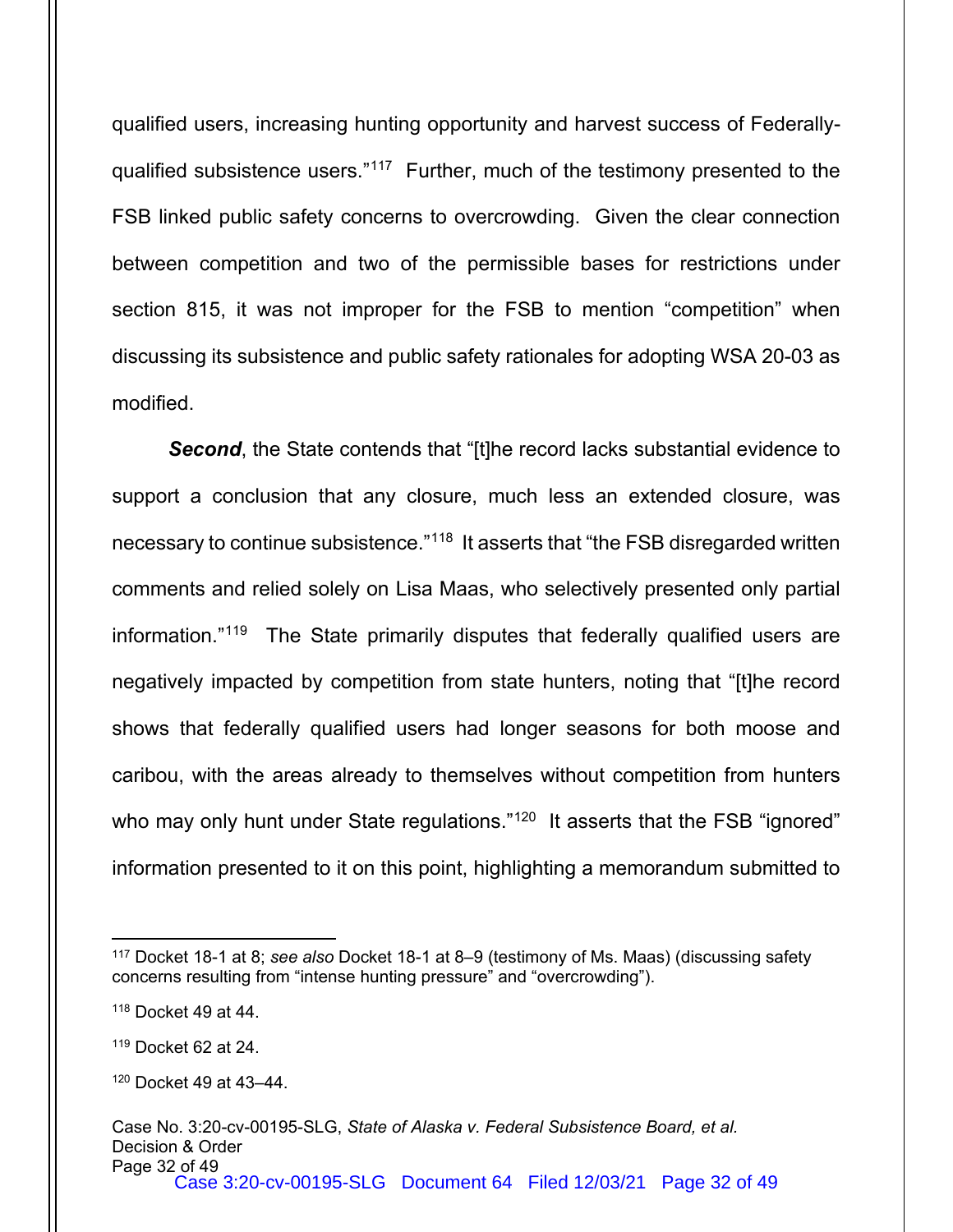qualified users, increasing hunting opportunity and harvest success of Federally-qualified subsistence users."[117] Further, much of the testimony presented to the FSB linked public safety concerns to overcrowding. Given the clear connection between competition and two of the permissible bases for restrictions under section 815, it was not improper for the FSB to mention "competition" when discussing its subsistence and public safety rationales for adopting WSA 20-03 as modified.

***Second***, the State contends that "[t]he record lacks substantial evidence to support a conclusion that any closure, much less an extended closure, was necessary to continue subsistence."[118] It asserts that "the FSB disregarded written comments and relied solely on Lisa Maas, who selectively presented only partial information."[119] The State primarily disputes that federally qualified users are negatively impacted by competition from state hunters, noting that "[t]he record shows that federally qualified users had longer seasons for both moose and caribou, with the areas already to themselves without competition from hunters who may only hunt under State regulations."[120] It asserts that the FSB "ignored" information presented to it on this point, highlighting a memorandum submitted to

---

[117] Docket 18-1 at 8; *see also* Docket 18-1 at 8–9 (testimony of Ms. Maas) (discussing safety concerns resulting from "intense hunting pressure" and "overcrowding").

[118] Docket 49 at 44.

[119] Docket 62 at 24.

[120] Docket 49 at 43–44.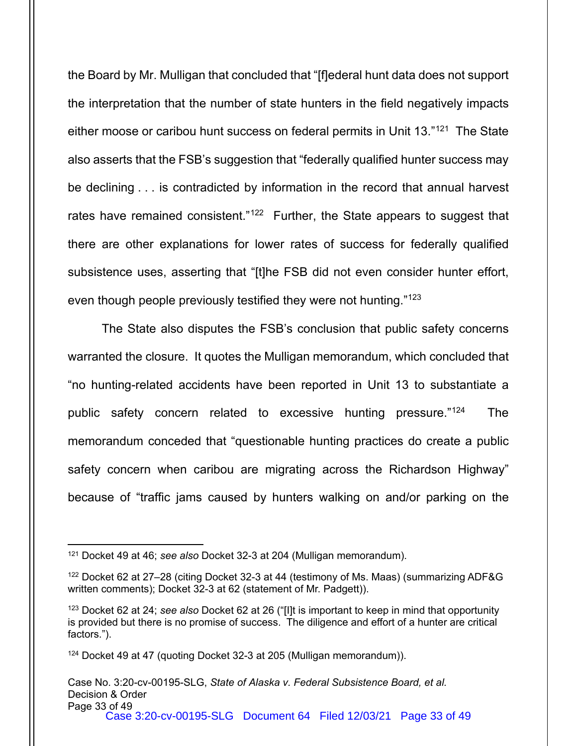the Board by Mr. Mulligan that concluded that "[f]ederal hunt data does not support the interpretation that the number of state hunters in the field negatively impacts either moose or caribou hunt success on federal permits in Unit 13."[121] The State also asserts that the FSB's suggestion that "federally qualified hunter success may be declining . . . is contradicted by information in the record that annual harvest rates have remained consistent."[122] Further, the State appears to suggest that there are other explanations for lower rates of success for federally qualified subsistence uses, asserting that "[t]he FSB did not even consider hunter effort, even though people previously testified they were not hunting."[123]

The State also disputes the FSB's conclusion that public safety concerns warranted the closure. It quotes the Mulligan memorandum, which concluded that "no hunting-related accidents have been reported in Unit 13 to substantiate a public safety concern related to excessive hunting pressure."[124] The memorandum conceded that "questionable hunting practices do create a public safety concern when caribou are migrating across the Richardson Highway" because of "traffic jams caused by hunters walking on and/or parking on the

---

[121] Docket 49 at 46; *see also* Docket 32-3 at 204 (Mulligan memorandum).

[122] Docket 62 at 27–28 (citing Docket 32-3 at 44 (testimony of Ms. Maas) (summarizing ADF&G written comments); Docket 32-3 at 62 (statement of Mr. Padgett)).

[123] Docket 62 at 24; *see also* Docket 62 at 26 ("[I]t is important to keep in mind that opportunity is provided but there is no promise of success. The diligence and effort of a hunter are critical factors.").

[124] Docket 49 at 47 (quoting Docket 32-3 at 205 (Mulligan memorandum)).

Case No. 3:20-cv-00195-SLG, *State of Alaska v. Federal Subsistence Board, et al.*
Decision & Order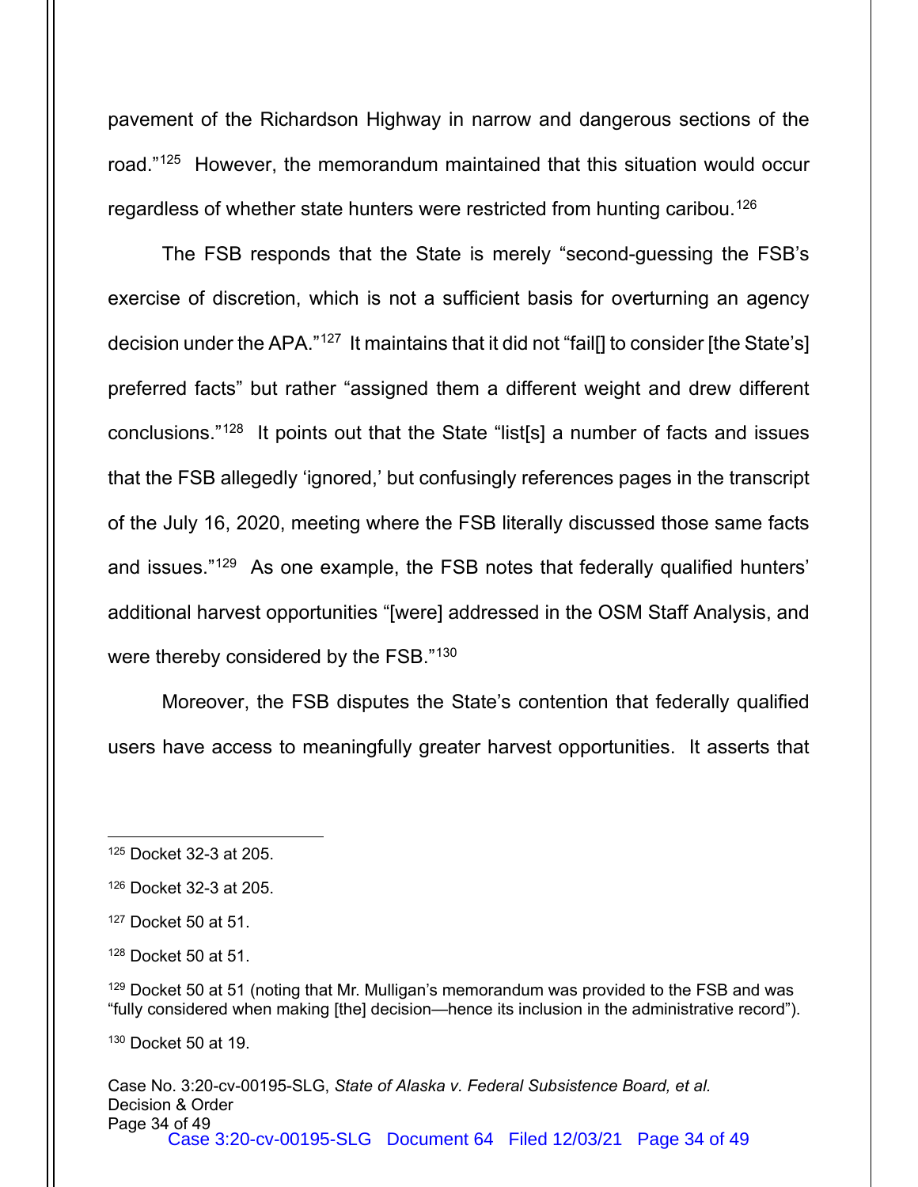pavement of the Richardson Highway in narrow and dangerous sections of the road."[125] However, the memorandum maintained that this situation would occur regardless of whether state hunters were restricted from hunting caribou.[126]

The FSB responds that the State is merely "second-guessing the FSB's exercise of discretion, which is not a sufficient basis for overturning an agency decision under the APA."[127] It maintains that it did not "fail[] to consider [the State's] preferred facts" but rather "assigned them a different weight and drew different conclusions."[128] It points out that the State "list[s] a number of facts and issues that the FSB allegedly 'ignored,' but confusingly references pages in the transcript of the July 16, 2020, meeting where the FSB literally discussed those same facts and issues."[129] As one example, the FSB notes that federally qualified hunters' additional harvest opportunities "[were] addressed in the OSM Staff Analysis, and were thereby considered by the FSB."[130]

Moreover, the FSB disputes the State's contention that federally qualified users have access to meaningfully greater harvest opportunities. It asserts that

---

[125] Docket 32-3 at 205.

[126] Docket 32-3 at 205.

[127] Docket 50 at 51.

[128] Docket 50 at 51.

[129] Docket 50 at 51 (noting that Mr. Mulligan's memorandum was provided to the FSB and was "fully considered when making [the] decision—hence its inclusion in the administrative record").

[130] Docket 50 at 19.

Case No. 3:20-cv-00195-SLG, *State of Alaska v. Federal Subsistence Board, et al.*
Decision & Order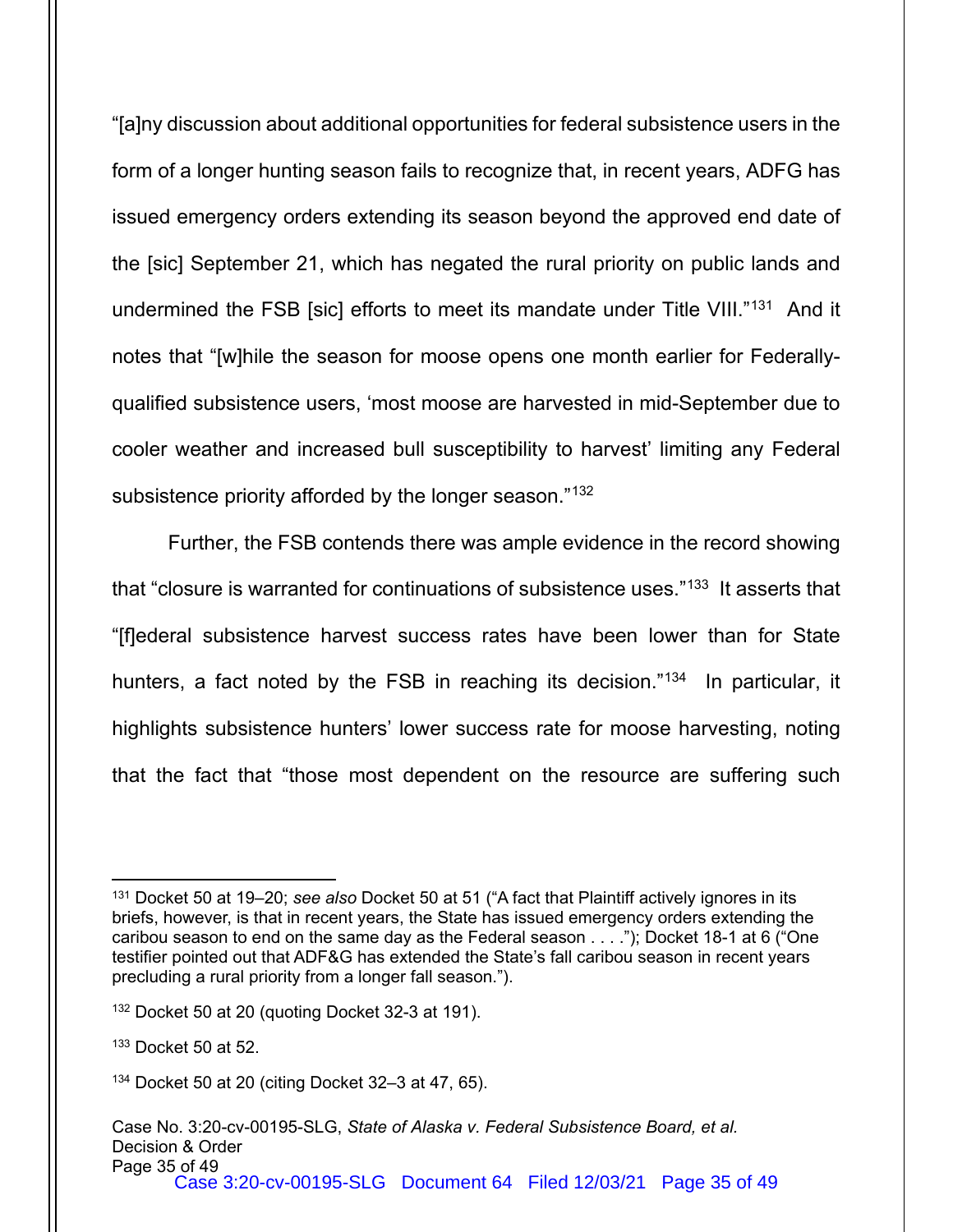"[a]ny discussion about additional opportunities for federal subsistence users in the form of a longer hunting season fails to recognize that, in recent years, ADFG has issued emergency orders extending its season beyond the approved end date of the [sic] September 21, which has negated the rural priority on public lands and undermined the FSB [sic] efforts to meet its mandate under Title VIII."[131] And it notes that "[w]hile the season for moose opens one month earlier for Federally-qualified subsistence users, 'most moose are harvested in mid-September due to cooler weather and increased bull susceptibility to harvest' limiting any Federal subsistence priority afforded by the longer season."[132]

Further, the FSB contends there was ample evidence in the record showing that "closure is warranted for continuations of subsistence uses."[133] It asserts that "[f]ederal subsistence harvest success rates have been lower than for State hunters, a fact noted by the FSB in reaching its decision."[134] In particular, it highlights subsistence hunters' lower success rate for moose harvesting, noting that the fact that "those most dependent on the resource are suffering such

---

[131] Docket 50 at 19–20; *see also* Docket 50 at 51 ("A fact that Plaintiff actively ignores in its briefs, however, is that in recent years, the State has issued emergency orders extending the caribou season to end on the same day as the Federal season . . . ."); Docket 18-1 at 6 ("One testifier pointed out that ADF&G has extended the State's fall caribou season in recent years precluding a rural priority from a longer fall season.").

[132] Docket 50 at 20 (quoting Docket 32-3 at 191).

[133] Docket 50 at 52.

[134] Docket 50 at 20 (citing Docket 32–3 at 47, 65).

Case No. 3:20-cv-00195-SLG, *State of Alaska v. Federal Subsistence Board, et al.*
Decision & Order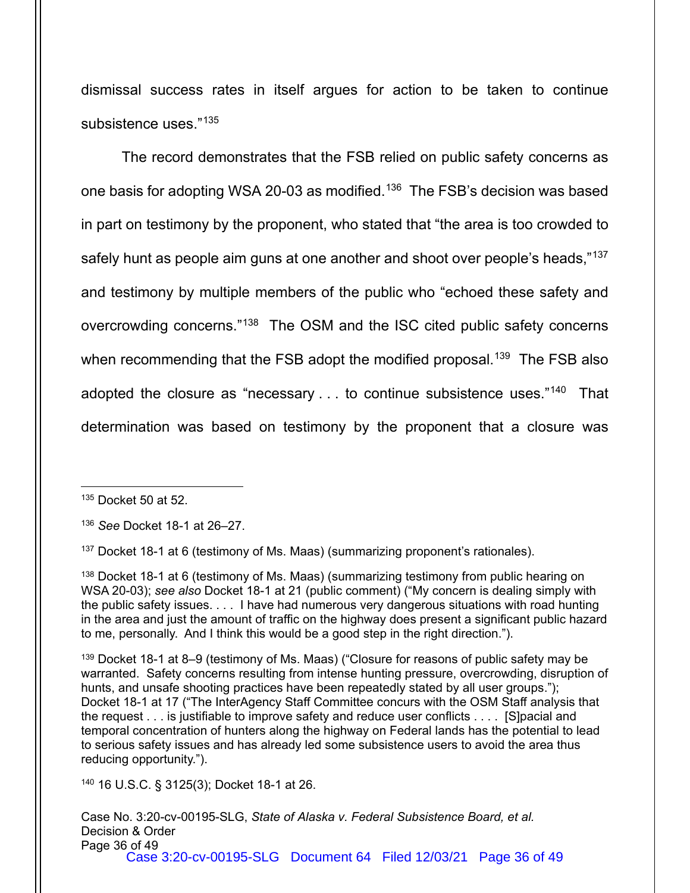dismissal success rates in itself argues for action to be taken to continue subsistence uses."[135]

The record demonstrates that the FSB relied on public safety concerns as one basis for adopting WSA 20-03 as modified.[136] The FSB's decision was based in part on testimony by the proponent, who stated that "the area is too crowded to safely hunt as people aim guns at one another and shoot over people's heads,"[137] and testimony by multiple members of the public who "echoed these safety and overcrowding concerns."[138] The OSM and the ISC cited public safety concerns when recommending that the FSB adopt the modified proposal.[139] The FSB also adopted the closure as "necessary . . . to continue subsistence uses."[140] That determination was based on testimony by the proponent that a closure was

---

[135] Docket 50 at 52.

[136] *See* Docket 18-1 at 26–27.

[137] Docket 18-1 at 6 (testimony of Ms. Maas) (summarizing proponent's rationales).

[138] Docket 18-1 at 6 (testimony of Ms. Maas) (summarizing testimony from public hearing on WSA 20-03); *see also* Docket 18-1 at 21 (public comment) ("My concern is dealing simply with the public safety issues. . . . I have had numerous very dangerous situations with road hunting in the area and just the amount of traffic on the highway does present a significant public hazard to me, personally. And I think this would be a good step in the right direction.").

[139] Docket 18-1 at 8–9 (testimony of Ms. Maas) ("Closure for reasons of public safety may be warranted. Safety concerns resulting from intense hunting pressure, overcrowding, disruption of hunts, and unsafe shooting practices have been repeatedly stated by all user groups."); Docket 18-1 at 17 ("The InterAgency Staff Committee concurs with the OSM Staff analysis that the request . . . is justifiable to improve safety and reduce user conflicts . . . . [S]pacial and temporal concentration of hunters along the highway on Federal lands has the potential to lead to serious safety issues and has already led some subsistence users to avoid the area thus reducing opportunity.").

[140] 16 U.S.C. § 3125(3); Docket 18-1 at 26.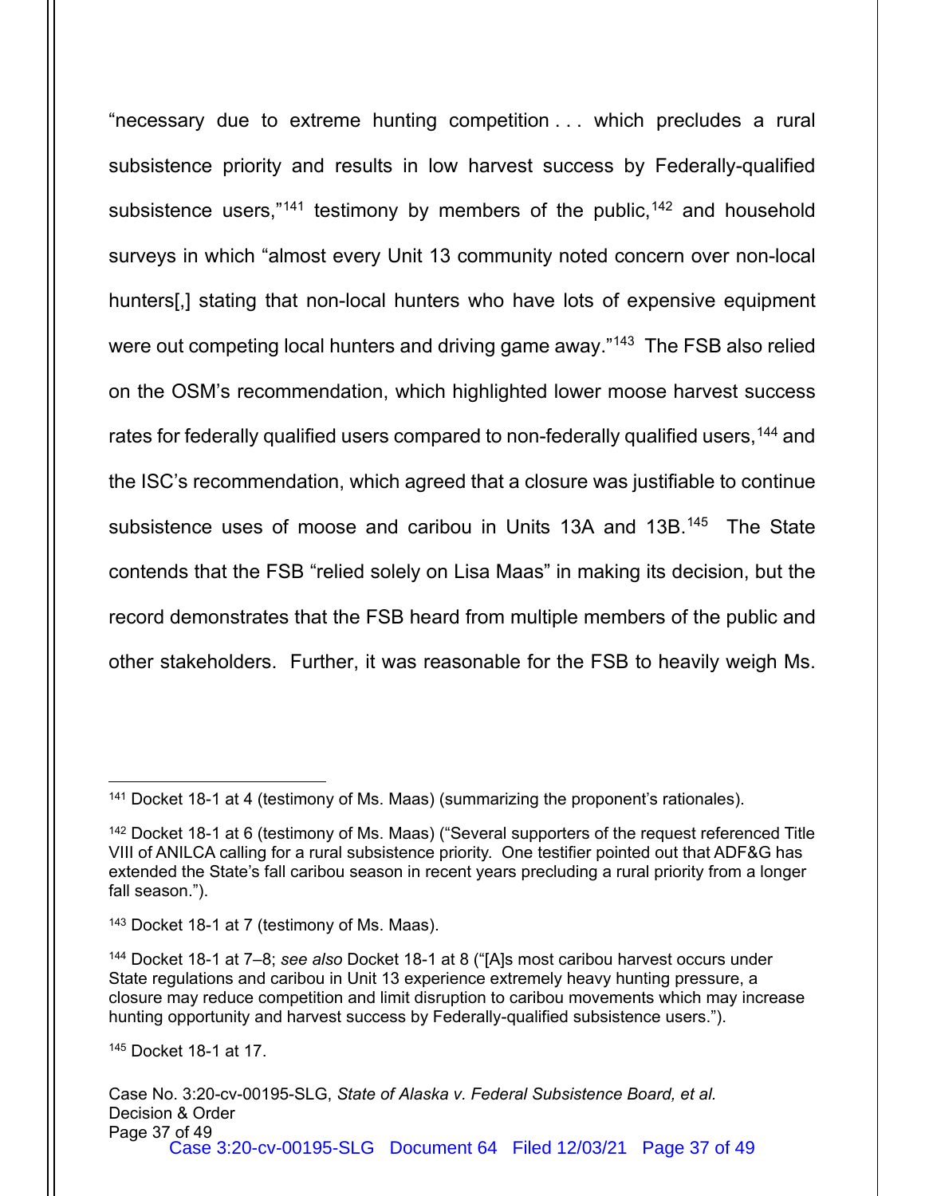"necessary due to extreme hunting competition . . . which precludes a rural subsistence priority and results in low harvest success by Federally-qualified subsistence users,"[141] testimony by members of the public,[142] and household surveys in which "almost every Unit 13 community noted concern over non-local hunters[,] stating that non-local hunters who have lots of expensive equipment were out competing local hunters and driving game away."[143] The FSB also relied on the OSM's recommendation, which highlighted lower moose harvest success rates for federally qualified users compared to non-federally qualified users,[144] and the ISC's recommendation, which agreed that a closure was justifiable to continue subsistence uses of moose and caribou in Units 13A and 13B.[145] The State contends that the FSB "relied solely on Lisa Maas" in making its decision, but the record demonstrates that the FSB heard from multiple members of the public and other stakeholders. Further, it was reasonable for the FSB to heavily weigh Ms.

---

[141] Docket 18-1 at 4 (testimony of Ms. Maas) (summarizing the proponent's rationales).

[142] Docket 18-1 at 6 (testimony of Ms. Maas) ("Several supporters of the request referenced Title VIII of ANILCA calling for a rural subsistence priority. One testifier pointed out that ADF&G has extended the State's fall caribou season in recent years precluding a rural priority from a longer fall season.").

[143] Docket 18-1 at 7 (testimony of Ms. Maas).

[144] Docket 18-1 at 7–8; *see also* Docket 18-1 at 8 ("[A]s most caribou harvest occurs under State regulations and caribou in Unit 13 experience extremely heavy hunting pressure, a closure may reduce competition and limit disruption to caribou movements which may increase hunting opportunity and harvest success by Federally-qualified subsistence users.").

[145] Docket 18-1 at 17.

Case No. 3:20-cv-00195-SLG, *State of Alaska v. Federal Subsistence Board, et al.*
Decision & Order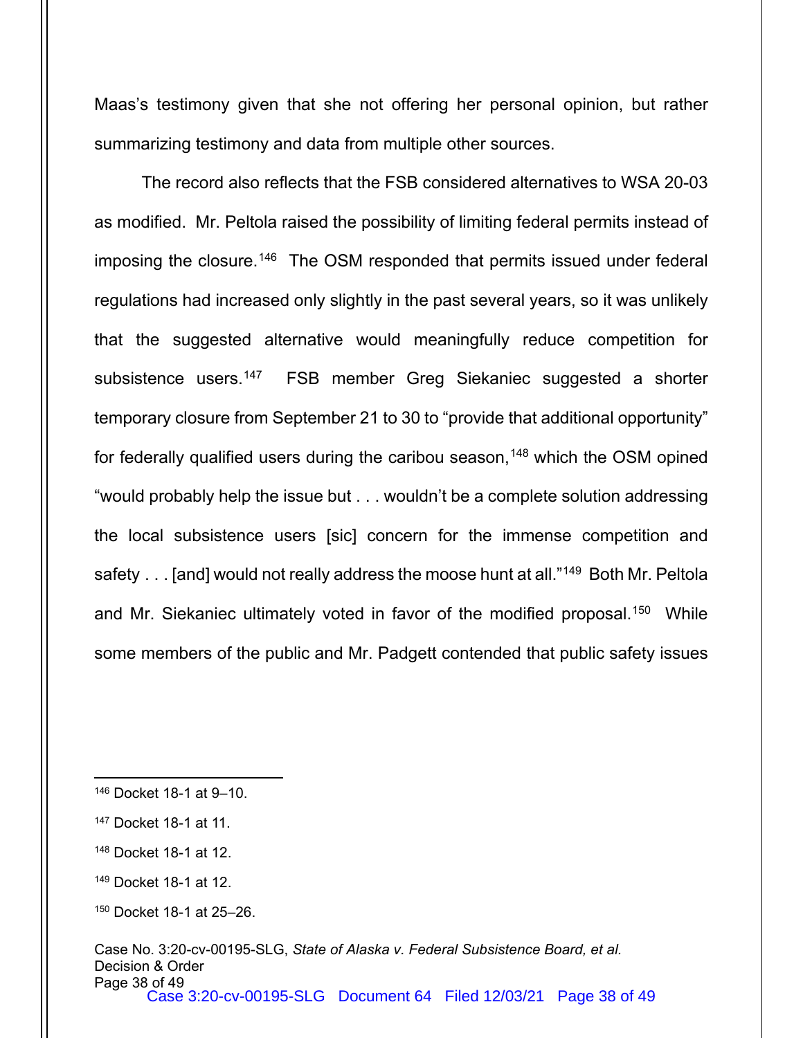Maas's testimony given that she not offering her personal opinion, but rather summarizing testimony and data from multiple other sources.

The record also reflects that the FSB considered alternatives to WSA 20-03 as modified. Mr. Peltola raised the possibility of limiting federal permits instead of imposing the closure.[146] The OSM responded that permits issued under federal regulations had increased only slightly in the past several years, so it was unlikely that the suggested alternative would meaningfully reduce competition for subsistence users.[147] FSB member Greg Siekaniec suggested a shorter temporary closure from September 21 to 30 to "provide that additional opportunity" for federally qualified users during the caribou season,[148] which the OSM opined "would probably help the issue but . . . wouldn't be a complete solution addressing the local subsistence users [sic] concern for the immense competition and safety . . . [and] would not really address the moose hunt at all."[149] Both Mr. Peltola and Mr. Siekaniec ultimately voted in favor of the modified proposal.[150] While some members of the public and Mr. Padgett contended that public safety issues

---

[146] Docket 18-1 at 9–10.

[147] Docket 18-1 at 11.

[148] Docket 18-1 at 12.

[149] Docket 18-1 at 12.

[150] Docket 18-1 at 25–26.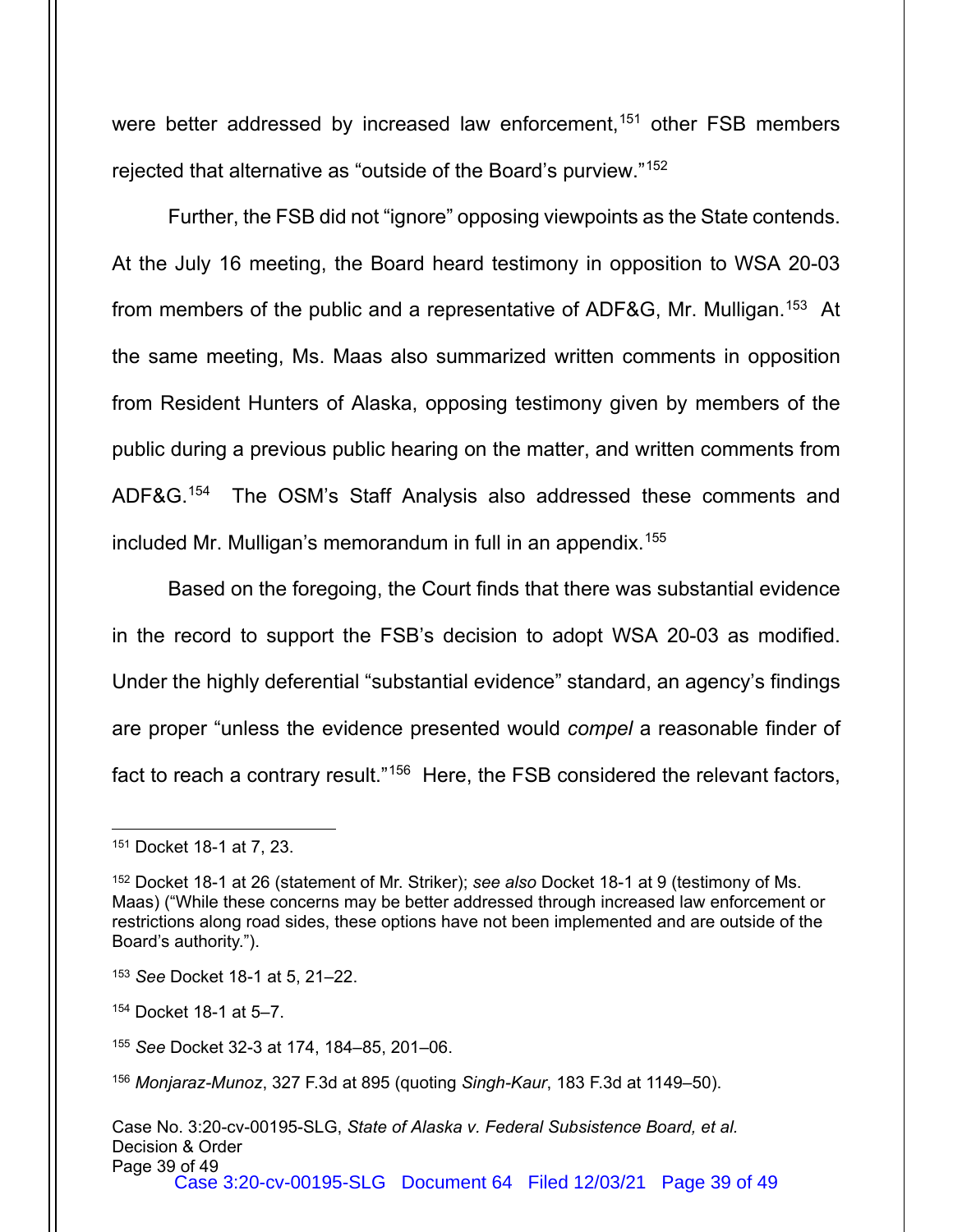were better addressed by increased law enforcement,[151] other FSB members rejected that alternative as "outside of the Board's purview."[152]

Further, the FSB did not "ignore" opposing viewpoints as the State contends. At the July 16 meeting, the Board heard testimony in opposition to WSA 20-03 from members of the public and a representative of ADF&G, Mr. Mulligan.[153] At the same meeting, Ms. Maas also summarized written comments in opposition from Resident Hunters of Alaska, opposing testimony given by members of the public during a previous public hearing on the matter, and written comments from ADF&G.[154] The OSM's Staff Analysis also addressed these comments and included Mr. Mulligan's memorandum in full in an appendix.[155]

Based on the foregoing, the Court finds that there was substantial evidence in the record to support the FSB's decision to adopt WSA 20-03 as modified. Under the highly deferential "substantial evidence" standard, an agency's findings are proper "unless the evidence presented would *compel* a reasonable finder of fact to reach a contrary result."[156] Here, the FSB considered the relevant factors,

---

[151] Docket 18-1 at 7, 23.

[152] Docket 18-1 at 26 (statement of Mr. Striker); *see also* Docket 18-1 at 9 (testimony of Ms. Maas) ("While these concerns may be better addressed through increased law enforcement or restrictions along road sides, these options have not been implemented and are outside of the Board's authority.").

[153] *See* Docket 18-1 at 5, 21–22.

[154] Docket 18-1 at 5–7.

[155] *See* Docket 32-3 at 174, 184–85, 201–06.

[156] *Monjaraz-Munoz*, 327 F.3d at 895 (quoting *Singh-Kaur*, 183 F.3d at 1149–50).

Case No. 3:20-cv-00195-SLG, *State of Alaska v. Federal Subsistence Board, et al.*
Decision & Order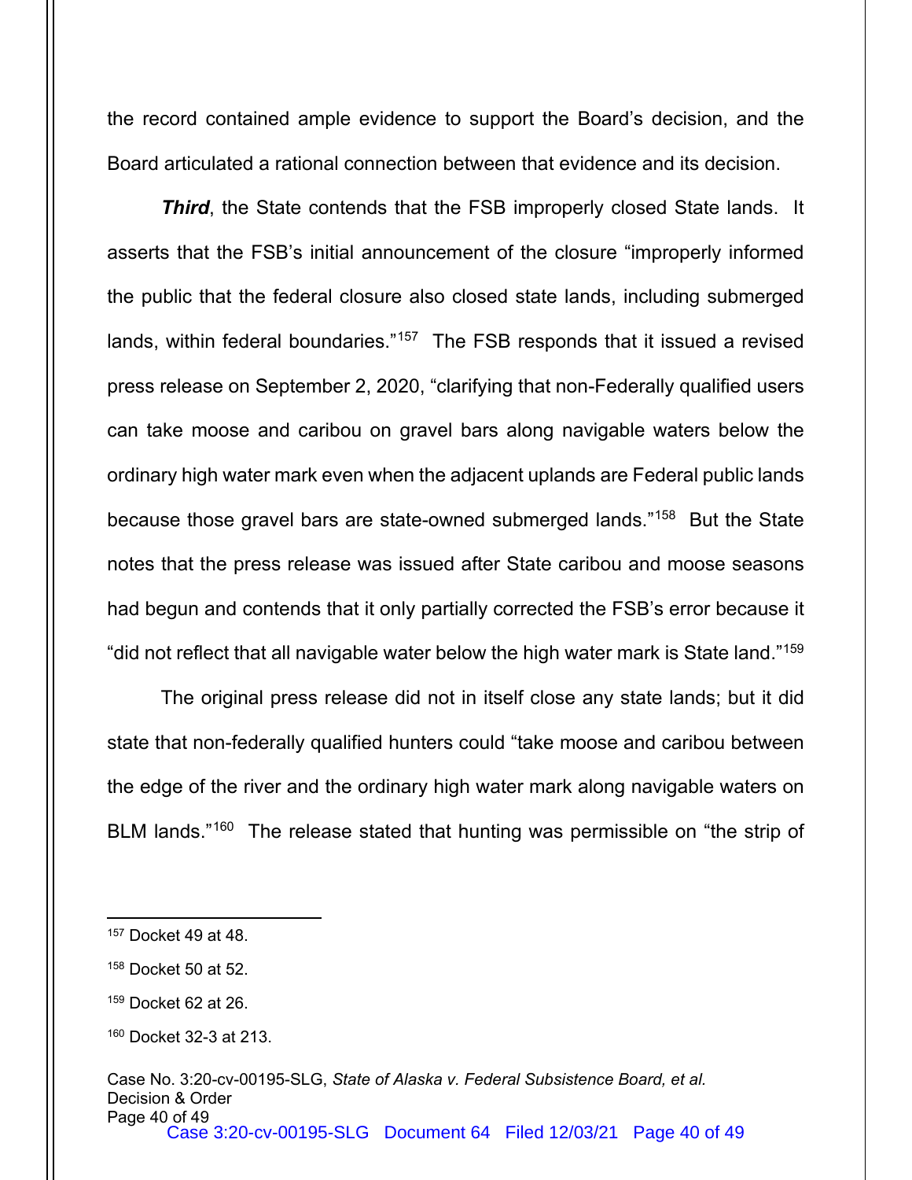the record contained ample evidence to support the Board's decision, and the Board articulated a rational connection between that evidence and its decision.

***Third***, the State contends that the FSB improperly closed State lands. It asserts that the FSB's initial announcement of the closure "improperly informed the public that the federal closure also closed state lands, including submerged lands, within federal boundaries."[157] The FSB responds that it issued a revised press release on September 2, 2020, "clarifying that non-Federally qualified users can take moose and caribou on gravel bars along navigable waters below the ordinary high water mark even when the adjacent uplands are Federal public lands because those gravel bars are state-owned submerged lands."[158] But the State notes that the press release was issued after State caribou and moose seasons had begun and contends that it only partially corrected the FSB's error because it "did not reflect that all navigable water below the high water mark is State land."[159]

The original press release did not in itself close any state lands; but it did state that non-federally qualified hunters could "take moose and caribou between the edge of the river and the ordinary high water mark along navigable waters on BLM lands."[160] The release stated that hunting was permissible on "the strip of

---

[157] Docket 49 at 48.

[158] Docket 50 at 52.

[159] Docket 62 at 26.

[160] Docket 32-3 at 213.

Case No. 3:20-cv-00195-SLG, *State of Alaska v. Federal Subsistence Board, et al.*
Decision & Order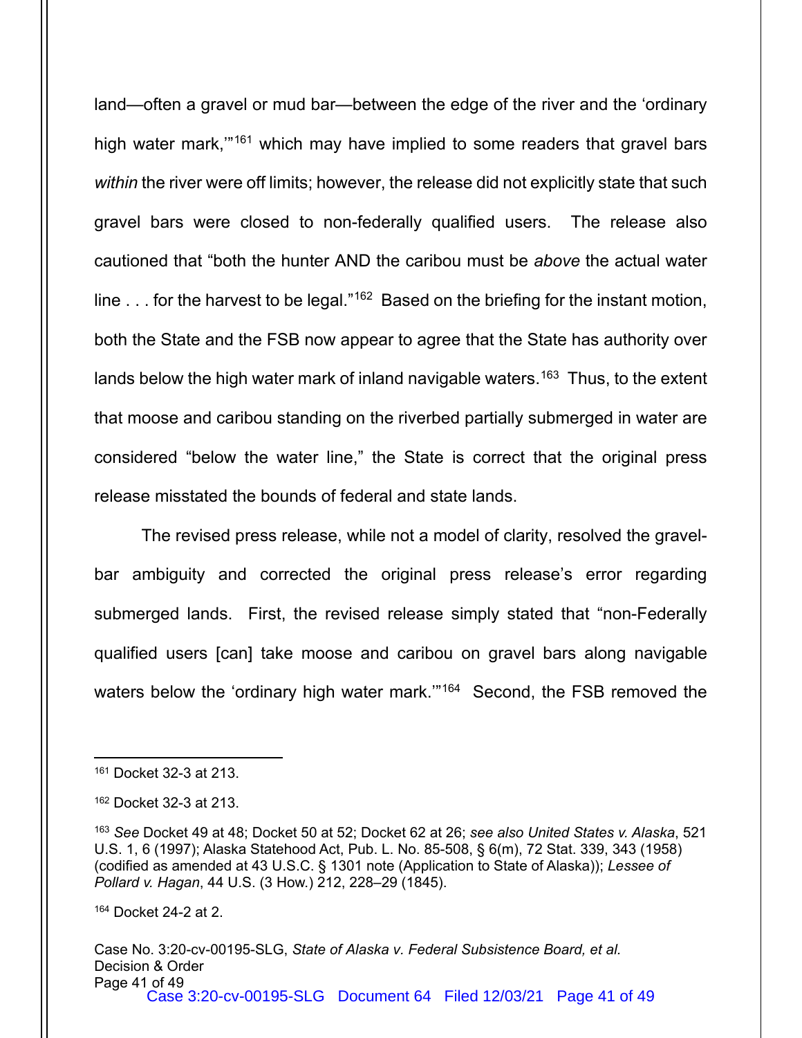land—often a gravel or mud bar—between the edge of the river and the 'ordinary high water mark,'"[161] which may have implied to some readers that gravel bars *within* the river were off limits; however, the release did not explicitly state that such gravel bars were closed to non-federally qualified users. The release also cautioned that "both the hunter AND the caribou must be *above* the actual water line . . . for the harvest to be legal."[162] Based on the briefing for the instant motion, both the State and the FSB now appear to agree that the State has authority over lands below the high water mark of inland navigable waters.[163] Thus, to the extent that moose and caribou standing on the riverbed partially submerged in water are considered "below the water line," the State is correct that the original press release misstated the bounds of federal and state lands.

The revised press release, while not a model of clarity, resolved the gravel-bar ambiguity and corrected the original press release's error regarding submerged lands. First, the revised release simply stated that "non-Federally qualified users [can] take moose and caribou on gravel bars along navigable waters below the 'ordinary high water mark.'"[164] Second, the FSB removed the

---

[161] Docket 32-3 at 213.

[162] Docket 32-3 at 213.

[163] *See* Docket 49 at 48; Docket 50 at 52; Docket 62 at 26; *see also United States v. Alaska*, 521 U.S. 1, 6 (1997); Alaska Statehood Act, Pub. L. No. 85-508, § 6(m), 72 Stat. 339, 343 (1958) (codified as amended at 43 U.S.C. § 1301 note (Application to State of Alaska)); *Lessee of Pollard v. Hagan*, 44 U.S. (3 How.) 212, 228–29 (1845).

[164] Docket 24-2 at 2.

Case No. 3:20-cv-00195-SLG, *State of Alaska v. Federal Subsistence Board, et al.*
Decision & Order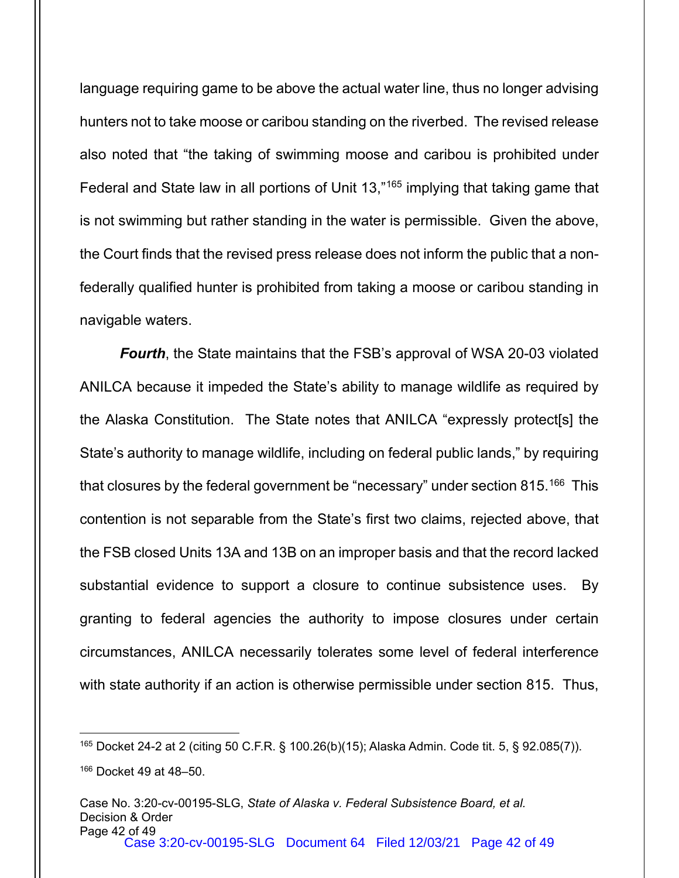language requiring game to be above the actual water line, thus no longer advising hunters not to take moose or caribou standing on the riverbed. The revised release also noted that "the taking of swimming moose and caribou is prohibited under Federal and State law in all portions of Unit 13,"[165] implying that taking game that is not swimming but rather standing in the water is permissible. Given the above, the Court finds that the revised press release does not inform the public that a non-federally qualified hunter is prohibited from taking a moose or caribou standing in navigable waters.

***Fourth***, the State maintains that the FSB's approval of WSA 20-03 violated ANILCA because it impeded the State's ability to manage wildlife as required by the Alaska Constitution. The State notes that ANILCA "expressly protect[s] the State's authority to manage wildlife, including on federal public lands," by requiring that closures by the federal government be "necessary" under section 815.[166] This contention is not separable from the State's first two claims, rejected above, that the FSB closed Units 13A and 13B on an improper basis and that the record lacked substantial evidence to support a closure to continue subsistence uses. By granting to federal agencies the authority to impose closures under certain circumstances, ANILCA necessarily tolerates some level of federal interference with state authority if an action is otherwise permissible under section 815. Thus,

---

[165] Docket 24-2 at 2 (citing 50 C.F.R. § 100.26(b)(15); Alaska Admin. Code tit. 5, § 92.085(7)).

[166] Docket 49 at 48–50.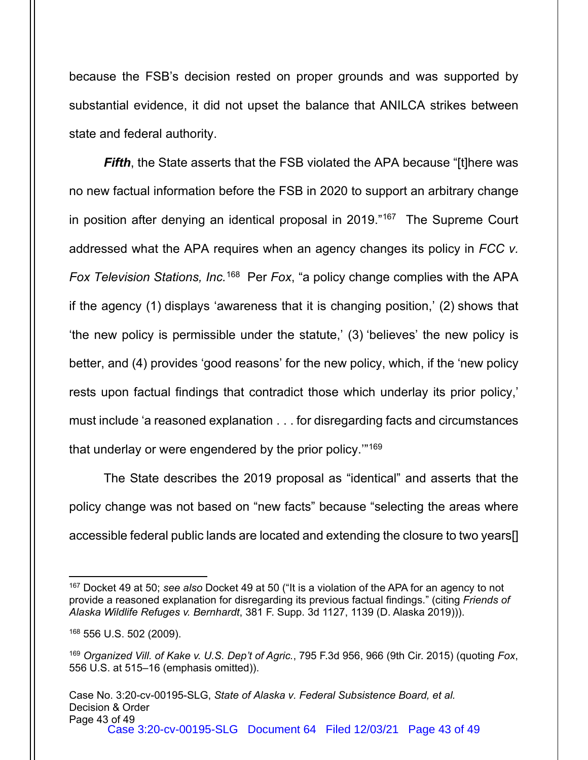because the FSB's decision rested on proper grounds and was supported by substantial evidence, it did not upset the balance that ANILCA strikes between state and federal authority.

***Fifth***, the State asserts that the FSB violated the APA because "[t]here was no new factual information before the FSB in 2020 to support an arbitrary change in position after denying an identical proposal in 2019."[167] The Supreme Court addressed what the APA requires when an agency changes its policy in *FCC v. Fox Television Stations, Inc.*[168] Per *Fox*, "a policy change complies with the APA if the agency (1) displays 'awareness that it is changing position,' (2) shows that 'the new policy is permissible under the statute,' (3) 'believes' the new policy is better, and (4) provides 'good reasons' for the new policy, which, if the 'new policy rests upon factual findings that contradict those which underlay its prior policy,' must include 'a reasoned explanation . . . for disregarding facts and circumstances that underlay or were engendered by the prior policy.'"[169]

The State describes the 2019 proposal as "identical" and asserts that the policy change was not based on "new facts" because "selecting the areas where accessible federal public lands are located and extending the closure to two years[]

---

[167] Docket 49 at 50; *see also* Docket 49 at 50 ("It is a violation of the APA for an agency to not provide a reasoned explanation for disregarding its previous factual findings." (citing *Friends of Alaska Wildlife Refuges v. Bernhardt*, 381 F. Supp. 3d 1127, 1139 (D. Alaska 2019))).

[168] 556 U.S. 502 (2009).

[169] *Organized Vill. of Kake v. U.S. Dep't of Agric.*, 795 F.3d 956, 966 (9th Cir. 2015) (quoting *Fox*, 556 U.S. at 515–16 (emphasis omitted)).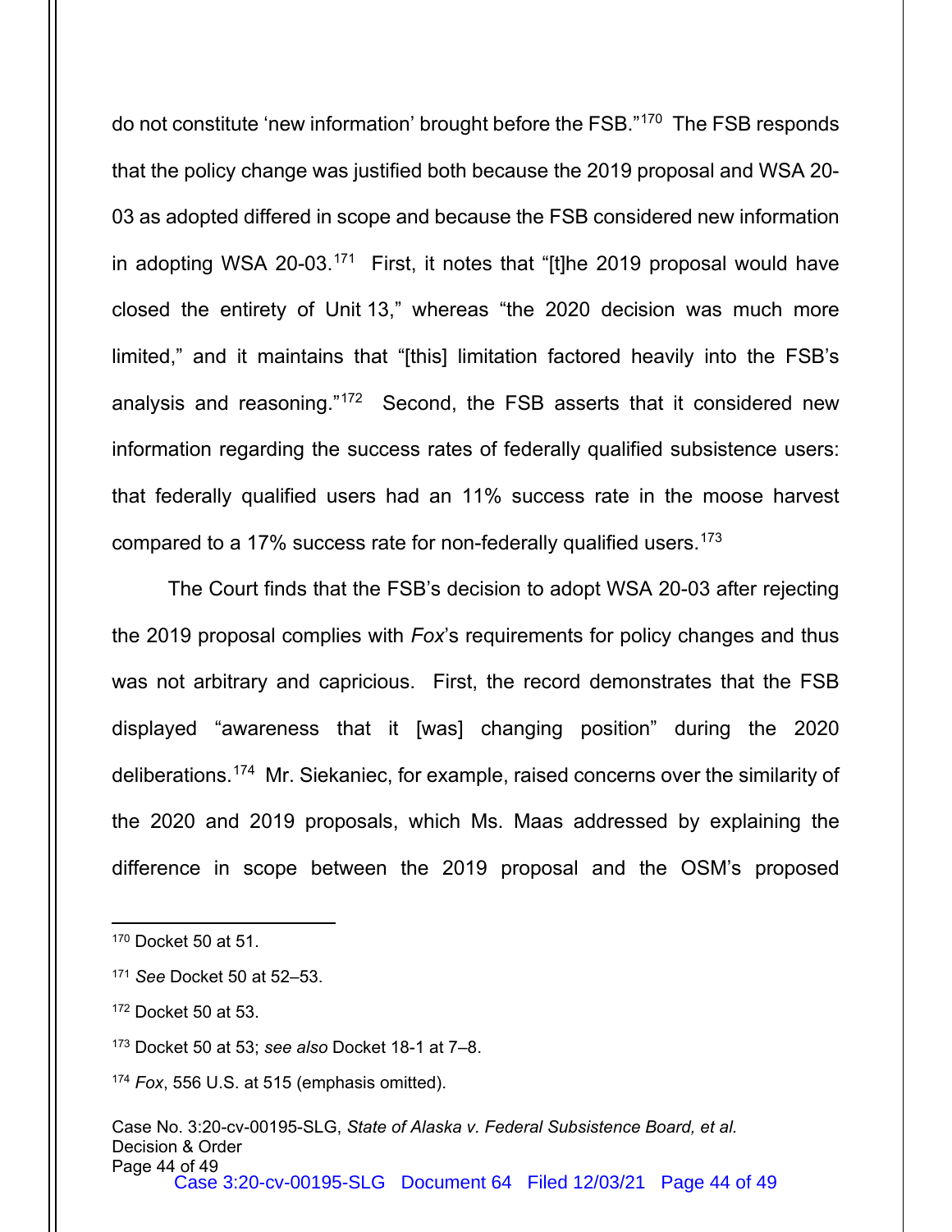do not constitute 'new information' brought before the FSB."[170] The FSB responds that the policy change was justified both because the 2019 proposal and WSA 20-03 as adopted differed in scope and because the FSB considered new information in adopting WSA 20-03.[171] First, it notes that "[t]he 2019 proposal would have closed the entirety of Unit 13," whereas "the 2020 decision was much more limited," and it maintains that "[this] limitation factored heavily into the FSB's analysis and reasoning."[172] Second, the FSB asserts that it considered new information regarding the success rates of federally qualified subsistence users: that federally qualified users had an 11% success rate in the moose harvest compared to a 17% success rate for non-federally qualified users.[173]

The Court finds that the FSB's decision to adopt WSA 20-03 after rejecting the 2019 proposal complies with *Fox*'s requirements for policy changes and thus was not arbitrary and capricious. First, the record demonstrates that the FSB displayed "awareness that it [was] changing position" during the 2020 deliberations.[174] Mr. Siekaniec, for example, raised concerns over the similarity of the 2020 and 2019 proposals, which Ms. Maas addressed by explaining the difference in scope between the 2019 proposal and the OSM's proposed

---

[170] Docket 50 at 51.

[171] *See* Docket 50 at 52–53.

[172] Docket 50 at 53.

[173] Docket 50 at 53; *see also* Docket 18-1 at 7–8.

[174] *Fox*, 556 U.S. at 515 (emphasis omitted).

Case No. 3:20-cv-00195-SLG, *State of Alaska v. Federal Subsistence Board, et al.*
Decision & Order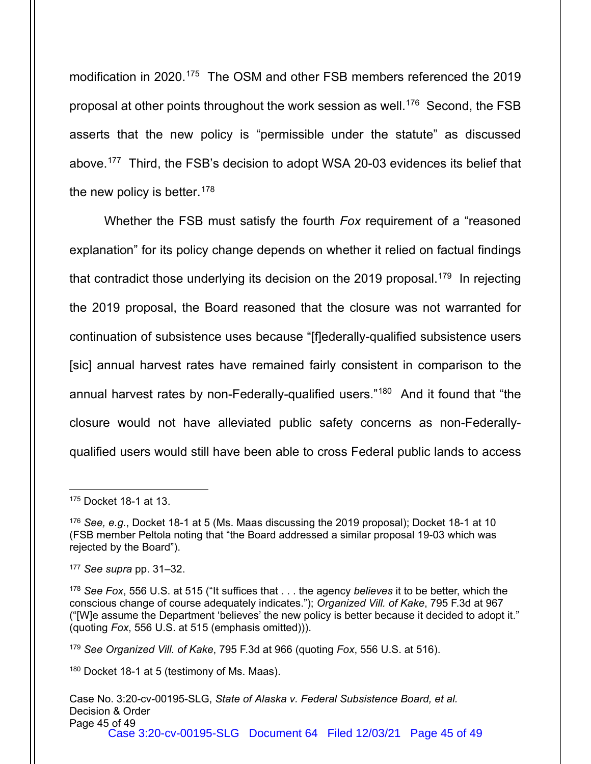modification in 2020.[175] The OSM and other FSB members referenced the 2019 proposal at other points throughout the work session as well.[176] Second, the FSB asserts that the new policy is "permissible under the statute" as discussed above.[177] Third, the FSB's decision to adopt WSA 20-03 evidences its belief that the new policy is better.[178]

Whether the FSB must satisfy the fourth *Fox* requirement of a "reasoned explanation" for its policy change depends on whether it relied on factual findings that contradict those underlying its decision on the 2019 proposal.[179] In rejecting the 2019 proposal, the Board reasoned that the closure was not warranted for continuation of subsistence uses because "[f]ederally-qualified subsistence users [sic] annual harvest rates have remained fairly consistent in comparison to the annual harvest rates by non-Federally-qualified users."[180] And it found that "the closure would not have alleviated public safety concerns as non-Federally-qualified users would still have been able to cross Federal public lands to access

---

[175] Docket 18-1 at 13.

[176] *See, e.g.*, Docket 18-1 at 5 (Ms. Maas discussing the 2019 proposal); Docket 18-1 at 10 (FSB member Peltola noting that "the Board addressed a similar proposal 19-03 which was rejected by the Board").

[177] *See supra* pp. 31–32.

[178] *See Fox*, 556 U.S. at 515 ("It suffices that . . . the agency *believes* it to be better, which the conscious change of course adequately indicates."); *Organized Vill. of Kake*, 795 F.3d at 967 ("[W]e assume the Department 'believes' the new policy is better because it decided to adopt it." (quoting *Fox*, 556 U.S. at 515 (emphasis omitted))).

[179] *See Organized Vill. of Kake*, 795 F.3d at 966 (quoting *Fox*, 556 U.S. at 516).

[180] Docket 18-1 at 5 (testimony of Ms. Maas).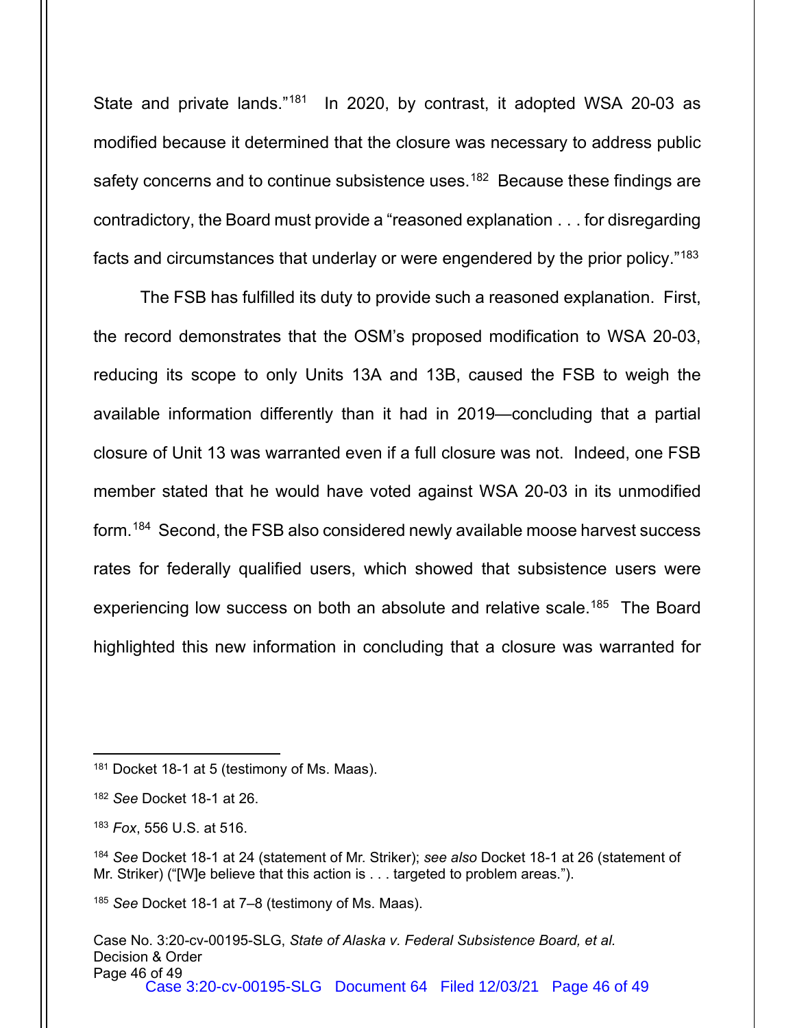State and private lands."[181] In 2020, by contrast, it adopted WSA 20-03 as modified because it determined that the closure was necessary to address public safety concerns and to continue subsistence uses.[182] Because these findings are contradictory, the Board must provide a "reasoned explanation . . . for disregarding facts and circumstances that underlay or were engendered by the prior policy."[183]

The FSB has fulfilled its duty to provide such a reasoned explanation. First, the record demonstrates that the OSM's proposed modification to WSA 20-03, reducing its scope to only Units 13A and 13B, caused the FSB to weigh the available information differently than it had in 2019—concluding that a partial closure of Unit 13 was warranted even if a full closure was not. Indeed, one FSB member stated that he would have voted against WSA 20-03 in its unmodified form.[184] Second, the FSB also considered newly available moose harvest success rates for federally qualified users, which showed that subsistence users were experiencing low success on both an absolute and relative scale.[185] The Board highlighted this new information in concluding that a closure was warranted for

---

[181] Docket 18-1 at 5 (testimony of Ms. Maas).

[182] *See* Docket 18-1 at 26.

[183] *Fox*, 556 U.S. at 516.

[184] *See* Docket 18-1 at 24 (statement of Mr. Striker); *see also* Docket 18-1 at 26 (statement of Mr. Striker) ("[W]e believe that this action is . . . targeted to problem areas.").

[185] *See* Docket 18-1 at 7–8 (testimony of Ms. Maas).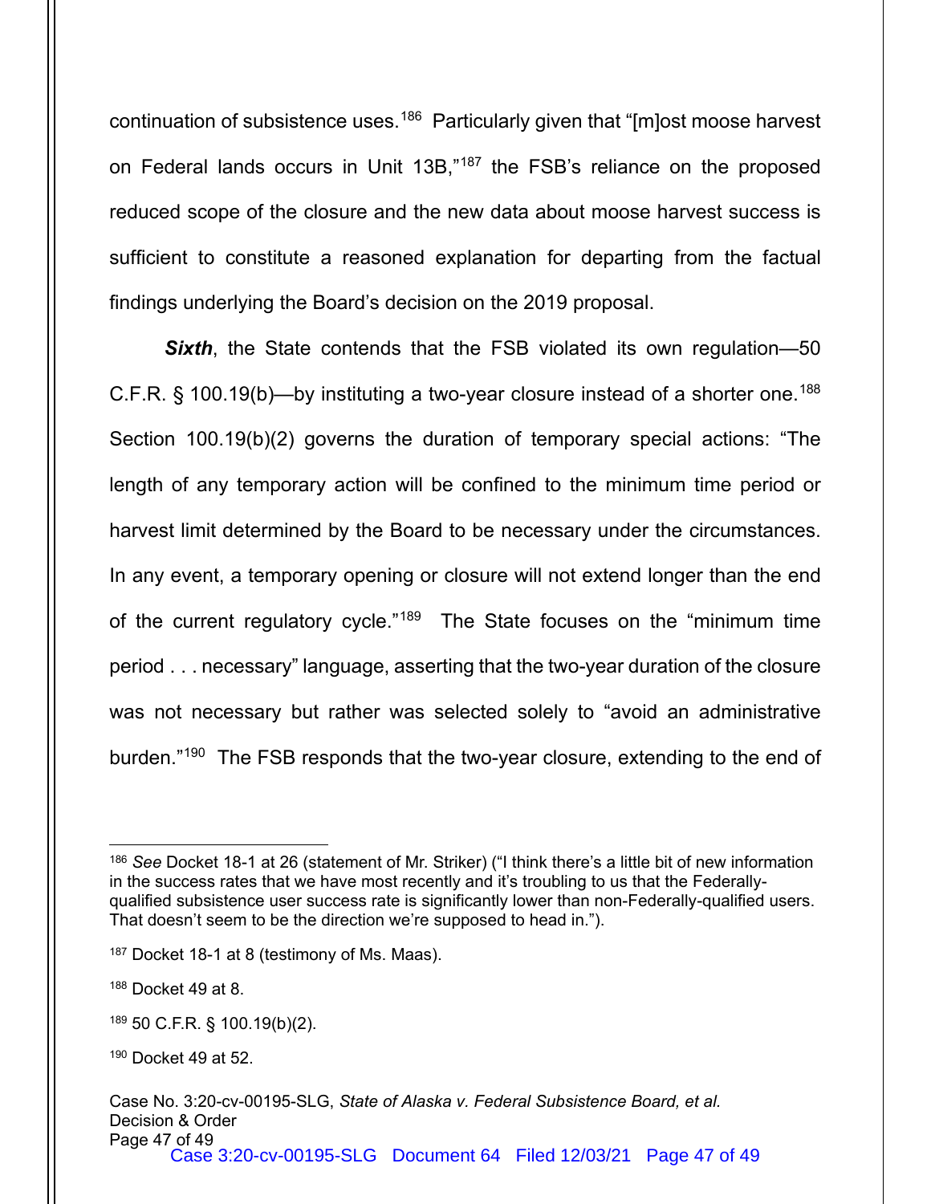continuation of subsistence uses.[186] Particularly given that "[m]ost moose harvest on Federal lands occurs in Unit 13B,"[187] the FSB's reliance on the proposed reduced scope of the closure and the new data about moose harvest success is sufficient to constitute a reasoned explanation for departing from the factual findings underlying the Board's decision on the 2019 proposal.

***Sixth***, the State contends that the FSB violated its own regulation—50 C.F.R. § 100.19(b)—by instituting a two-year closure instead of a shorter one.[188] Section 100.19(b)(2) governs the duration of temporary special actions: "The length of any temporary action will be confined to the minimum time period or harvest limit determined by the Board to be necessary under the circumstances. In any event, a temporary opening or closure will not extend longer than the end of the current regulatory cycle."[189] The State focuses on the "minimum time period . . . necessary" language, asserting that the two-year duration of the closure was not necessary but rather was selected solely to "avoid an administrative burden."[190] The FSB responds that the two-year closure, extending to the end of

---

[186] *See* Docket 18-1 at 26 (statement of Mr. Striker) ("I think there's a little bit of new information in the success rates that we have most recently and it's troubling to us that the Federally-qualified subsistence user success rate is significantly lower than non-Federally-qualified users. That doesn't seem to be the direction we're supposed to head in.").

[187] Docket 18-1 at 8 (testimony of Ms. Maas).

[188] Docket 49 at 8.

[189] 50 C.F.R. § 100.19(b)(2).

[190] Docket 49 at 52.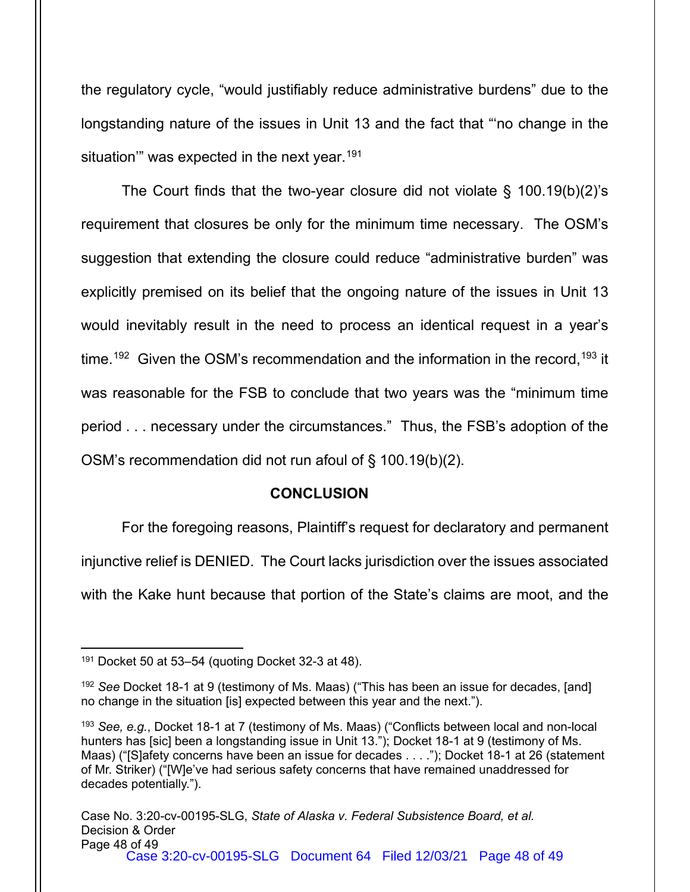the regulatory cycle, "would justifiably reduce administrative burdens" due to the longstanding nature of the issues in Unit 13 and the fact that "'no change in the situation'" was expected in the next year.[191]

The Court finds that the two-year closure did not violate § 100.19(b)(2)'s requirement that closures be only for the minimum time necessary. The OSM's suggestion that extending the closure could reduce "administrative burden" was explicitly premised on its belief that the ongoing nature of the issues in Unit 13 would inevitably result in the need to process an identical request in a year's time.[192] Given the OSM's recommendation and the information in the record,[193] it was reasonable for the FSB to conclude that two years was the "minimum time period . . . necessary under the circumstances." Thus, the FSB's adoption of the OSM's recommendation did not run afoul of § 100.19(b)(2).

## CONCLUSION

For the foregoing reasons, Plaintiff's request for declaratory and permanent injunctive relief is DENIED. The Court lacks jurisdiction over the issues associated with the Kake hunt because that portion of the State's claims are moot, and the

---

[191] Docket 50 at 53–54 (quoting Docket 32-3 at 48).

[192] *See* Docket 18-1 at 9 (testimony of Ms. Maas) ("This has been an issue for decades, [and] no change in the situation [is] expected between this year and the next.").

[193] *See, e.g.*, Docket 18-1 at 7 (testimony of Ms. Maas) ("Conflicts between local and non-local hunters has [sic] been a longstanding issue in Unit 13."); Docket 18-1 at 9 (testimony of Ms. Maas) ("[S]afety concerns have been an issue for decades . . . ."); Docket 18-1 at 26 (statement of Mr. Striker) ("[W]e've had serious safety concerns that have remained unaddressed for decades potentially.").

Case No. 3:20-cv-00195-SLG, *State of Alaska v. Federal Subsistence Board, et al.*
Decision & Order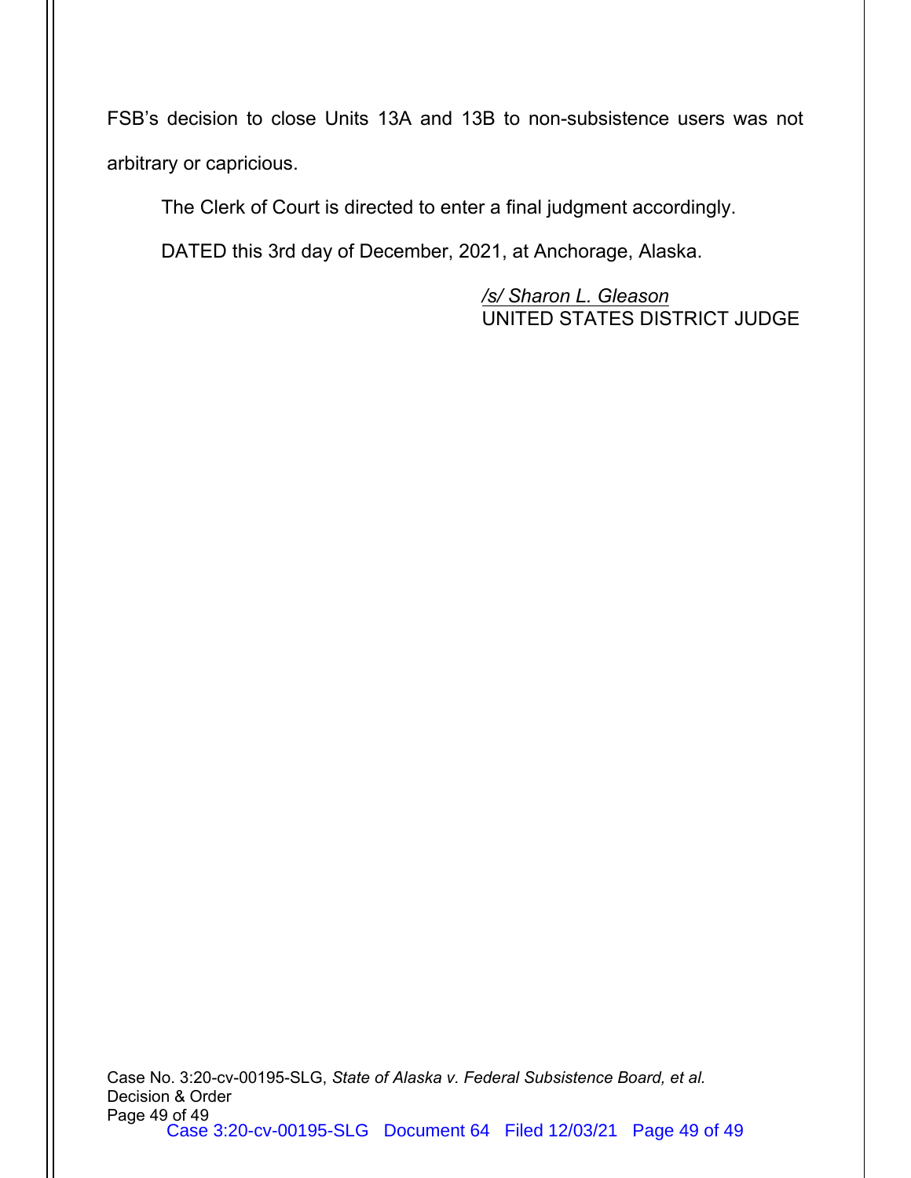FSB's decision to close Units 13A and 13B to non-subsistence users was not arbitrary or capricious.

The Clerk of Court is directed to enter a final judgment accordingly.

DATED this 3rd day of December, 2021, at Anchorage, Alaska.

*/s/ Sharon L. Gleason*
UNITED STATES DISTRICT JUDGE